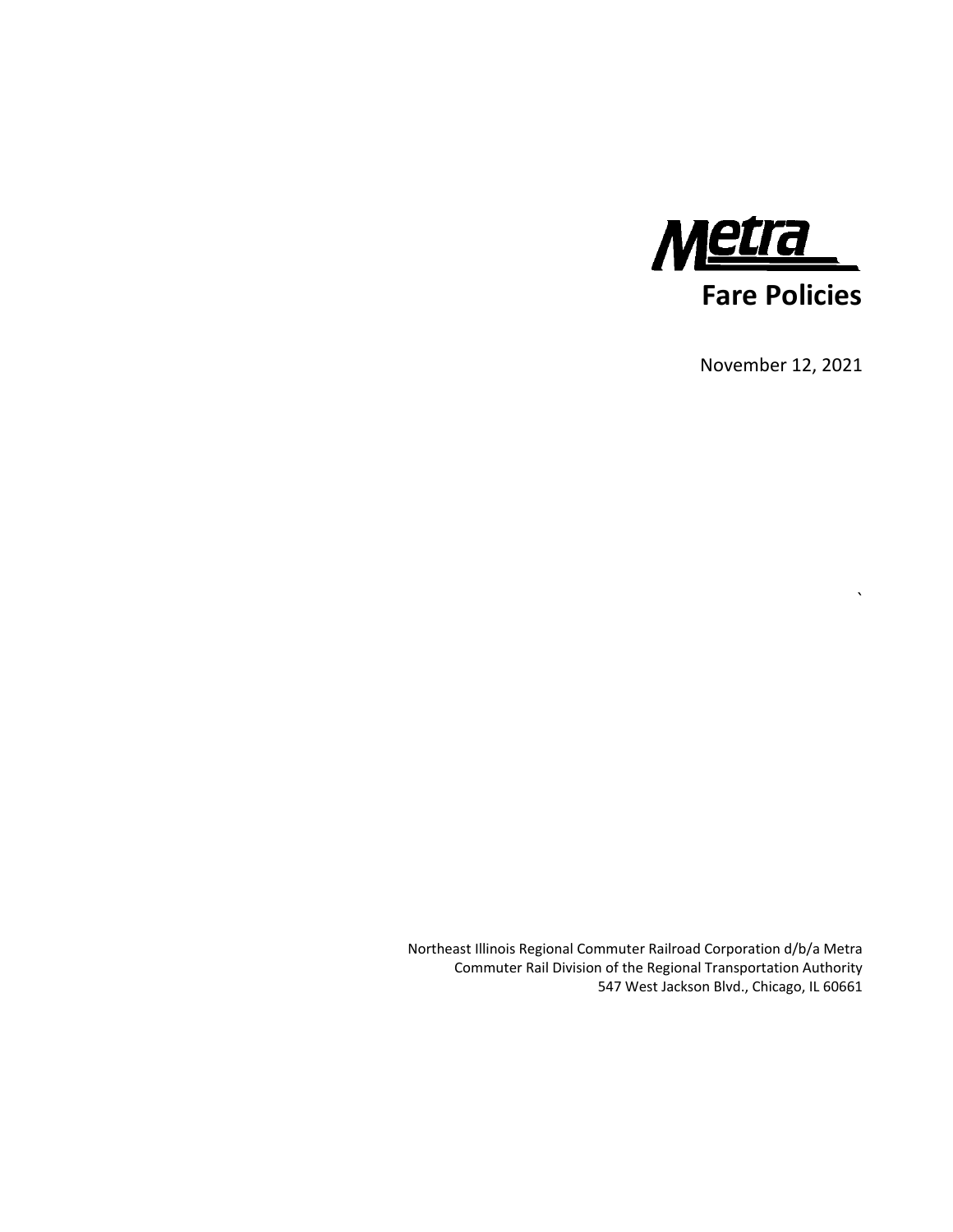# Metra

## Fare Policies

November 12, 2021

`

Northeast Illinois Regional Commuter Railroad Corporation d/b/a Metra
Commuter Rail Division of the Regional Transportation Authority
547 West Jackson Blvd., Chicago, IL 60661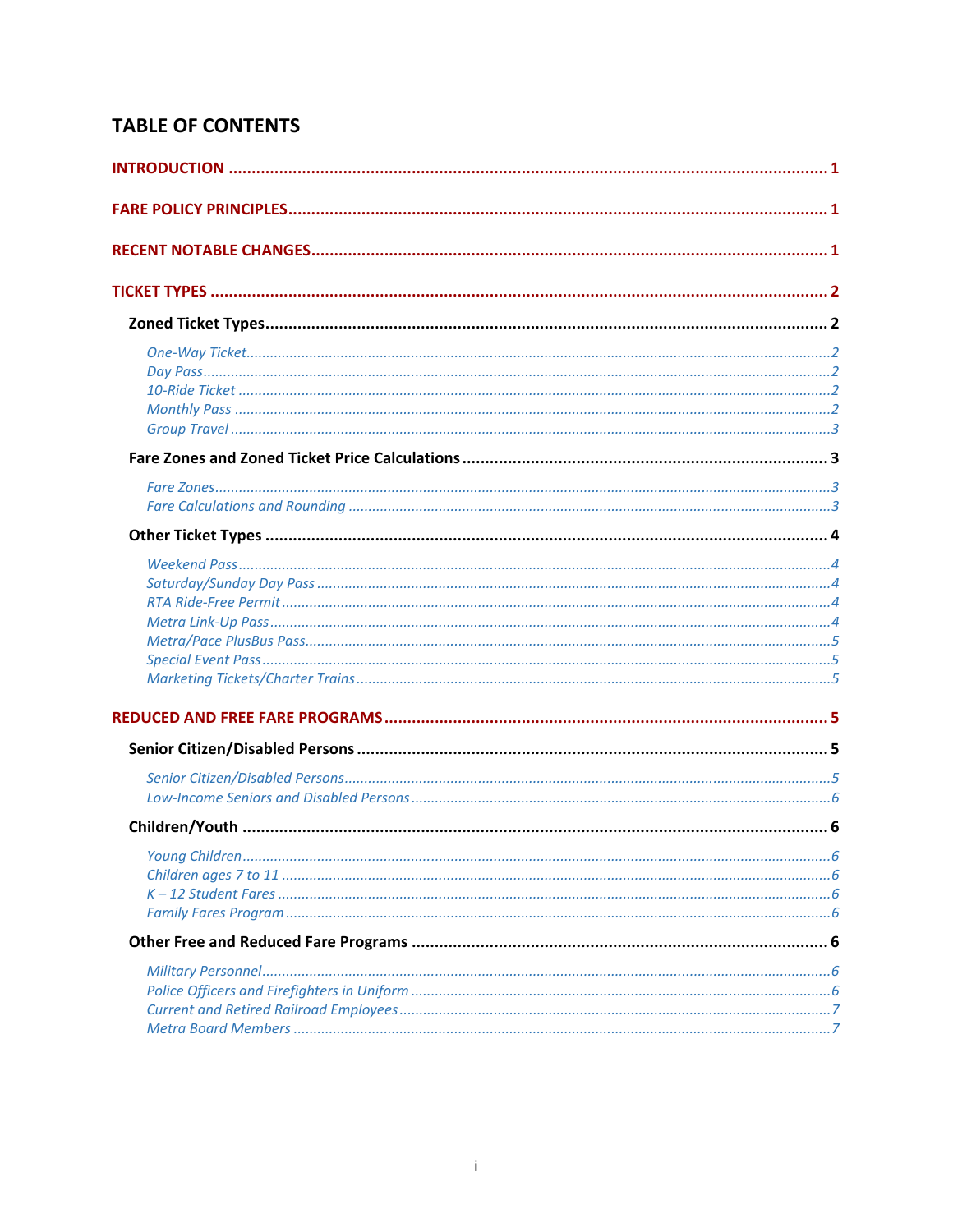# TABLE OF CONTENTS

**INTRODUCTION** .......... 1

**FARE POLICY PRINCIPLES** .......... 1

**RECENT NOTABLE CHANGES** .......... 1

**TICKET TYPES** .......... 2

**Zoned Ticket Types** .......... 2

*One-Way Ticket* .......... 2
*Day Pass* .......... 2
*10-Ride Ticket* .......... 2
*Monthly Pass* .......... 2
*Group Travel* .......... 3

**Fare Zones and Zoned Ticket Price Calculations** .......... 3

*Fare Zones* .......... 3
*Fare Calculations and Rounding* .......... 3

**Other Ticket Types** .......... 4

*Weekend Pass* .......... 4
*Saturday/Sunday Day Pass* .......... 4
*RTA Ride-Free Permit* .......... 4
*Metra Link-Up Pass* .......... 4
*Metra/Pace PlusBus Pass* .......... 5
*Special Event Pass* .......... 5
*Marketing Tickets/Charter Trains* .......... 5

**REDUCED AND FREE FARE PROGRAMS** .......... 5

**Senior Citizen/Disabled Persons** .......... 5

*Senior Citizen/Disabled Persons* .......... 5
*Low-Income Seniors and Disabled Persons* .......... 6

**Children/Youth** .......... 6

*Young Children* .......... 6
*Children ages 7 to 11* .......... 6
*K – 12 Student Fares* .......... 6
*Family Fares Program* .......... 6

**Other Free and Reduced Fare Programs** .......... 6

*Military Personnel* .......... 6
*Police Officers and Firefighters in Uniform* .......... 6
*Current and Retired Railroad Employees* .......... 7
*Metra Board Members* .......... 7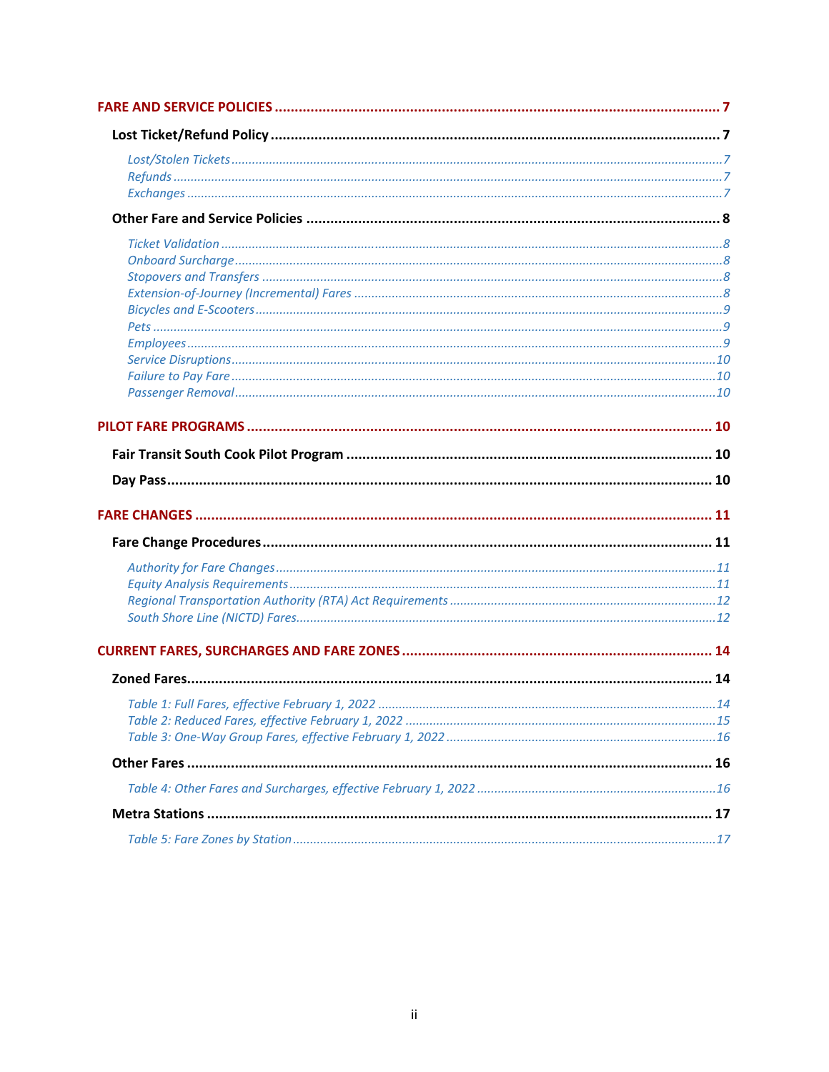**FARE AND SERVICE POLICIES** ........................................ 7

**Lost Ticket/Refund Policy** ........................................ 7

*Lost/Stolen Tickets* ........................................ 7
*Refunds* ........................................ 7
*Exchanges* ........................................ 7

**Other Fare and Service Policies** ........................................ 8

*Ticket Validation* ........................................ 8
*Onboard Surcharge* ........................................ 8
*Stopovers and Transfers* ........................................ 8
*Extension-of-Journey (Incremental) Fares* ........................................ 8
*Bicycles and E-Scooters* ........................................ 9
*Pets* ........................................ 9
*Employees* ........................................ 9
*Service Disruptions* ........................................ 10
*Failure to Pay Fare* ........................................ 10
*Passenger Removal* ........................................ 10

**PILOT FARE PROGRAMS** ........................................ 10

**Fair Transit South Cook Pilot Program** ........................................ 10

**Day Pass** ........................................ 10

**FARE CHANGES** ........................................ 11

**Fare Change Procedures** ........................................ 11

*Authority for Fare Changes* ........................................ 11
*Equity Analysis Requirements* ........................................ 11
*Regional Transportation Authority (RTA) Act Requirements* ........................................ 12
*South Shore Line (NICTD) Fares* ........................................ 12

**CURRENT FARES, SURCHARGES AND FARE ZONES** ........................................ 14

**Zoned Fares** ........................................ 14

*Table 1: Full Fares, effective February 1, 2022* ........................................ 14
*Table 2: Reduced Fares, effective February 1, 2022* ........................................ 15
*Table 3: One-Way Group Fares, effective February 1, 2022* ........................................ 16

**Other Fares** ........................................ 16

*Table 4: Other Fares and Surcharges, effective February 1, 2022* ........................................ 16

**Metra Stations** ........................................ 17

*Table 5: Fare Zones by Station* ........................................ 17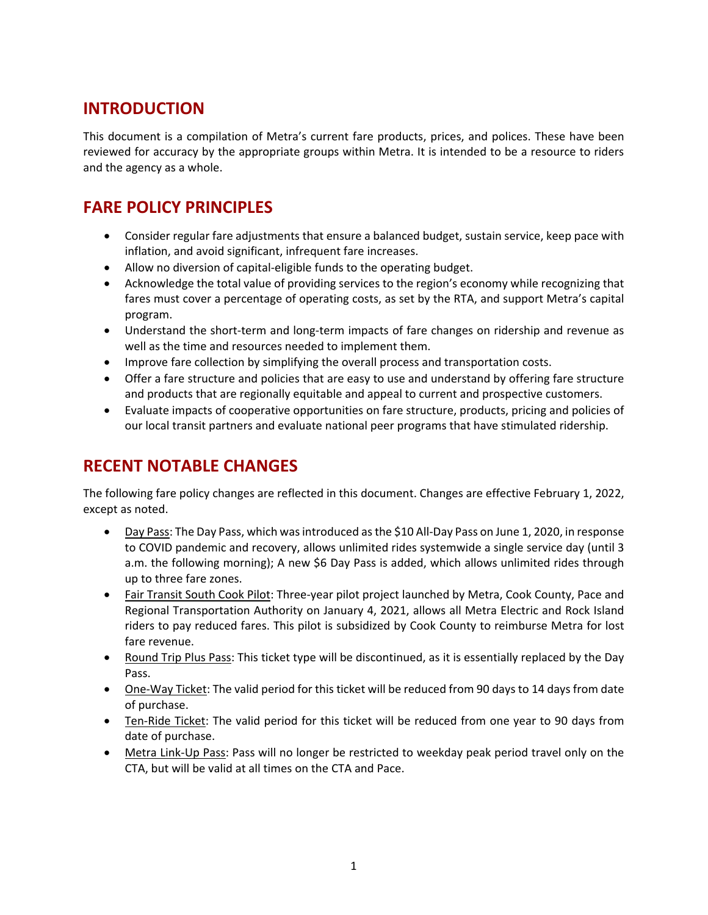## INTRODUCTION

This document is a compilation of Metra's current fare products, prices, and polices. These have been reviewed for accuracy by the appropriate groups within Metra. It is intended to be a resource to riders and the agency as a whole.

## FARE POLICY PRINCIPLES

- Consider regular fare adjustments that ensure a balanced budget, sustain service, keep pace with inflation, and avoid significant, infrequent fare increases.
- Allow no diversion of capital-eligible funds to the operating budget.
- Acknowledge the total value of providing services to the region's economy while recognizing that fares must cover a percentage of operating costs, as set by the RTA, and support Metra's capital program.
- Understand the short-term and long-term impacts of fare changes on ridership and revenue as well as the time and resources needed to implement them.
- Improve fare collection by simplifying the overall process and transportation costs.
- Offer a fare structure and policies that are easy to use and understand by offering fare structure and products that are regionally equitable and appeal to current and prospective customers.
- Evaluate impacts of cooperative opportunities on fare structure, products, pricing and policies of our local transit partners and evaluate national peer programs that have stimulated ridership.

## RECENT NOTABLE CHANGES

The following fare policy changes are reflected in this document. Changes are effective February 1, 2022, except as noted.

- Day Pass: The Day Pass, which was introduced as the $10 All-Day Pass on June 1, 2020, in response to COVID pandemic and recovery, allows unlimited rides systemwide a single service day (until 3 a.m. the following morning); A new $6 Day Pass is added, which allows unlimited rides through up to three fare zones.
- Fair Transit South Cook Pilot: Three-year pilot project launched by Metra, Cook County, Pace and Regional Transportation Authority on January 4, 2021, allows all Metra Electric and Rock Island riders to pay reduced fares. This pilot is subsidized by Cook County to reimburse Metra for lost fare revenue.
- Round Trip Plus Pass: This ticket type will be discontinued, as it is essentially replaced by the Day Pass.
- One-Way Ticket: The valid period for this ticket will be reduced from 90 days to 14 days from date of purchase.
- Ten-Ride Ticket: The valid period for this ticket will be reduced from one year to 90 days from date of purchase.
- Metra Link-Up Pass: Pass will no longer be restricted to weekday peak period travel only on the CTA, but will be valid at all times on the CTA and Pace.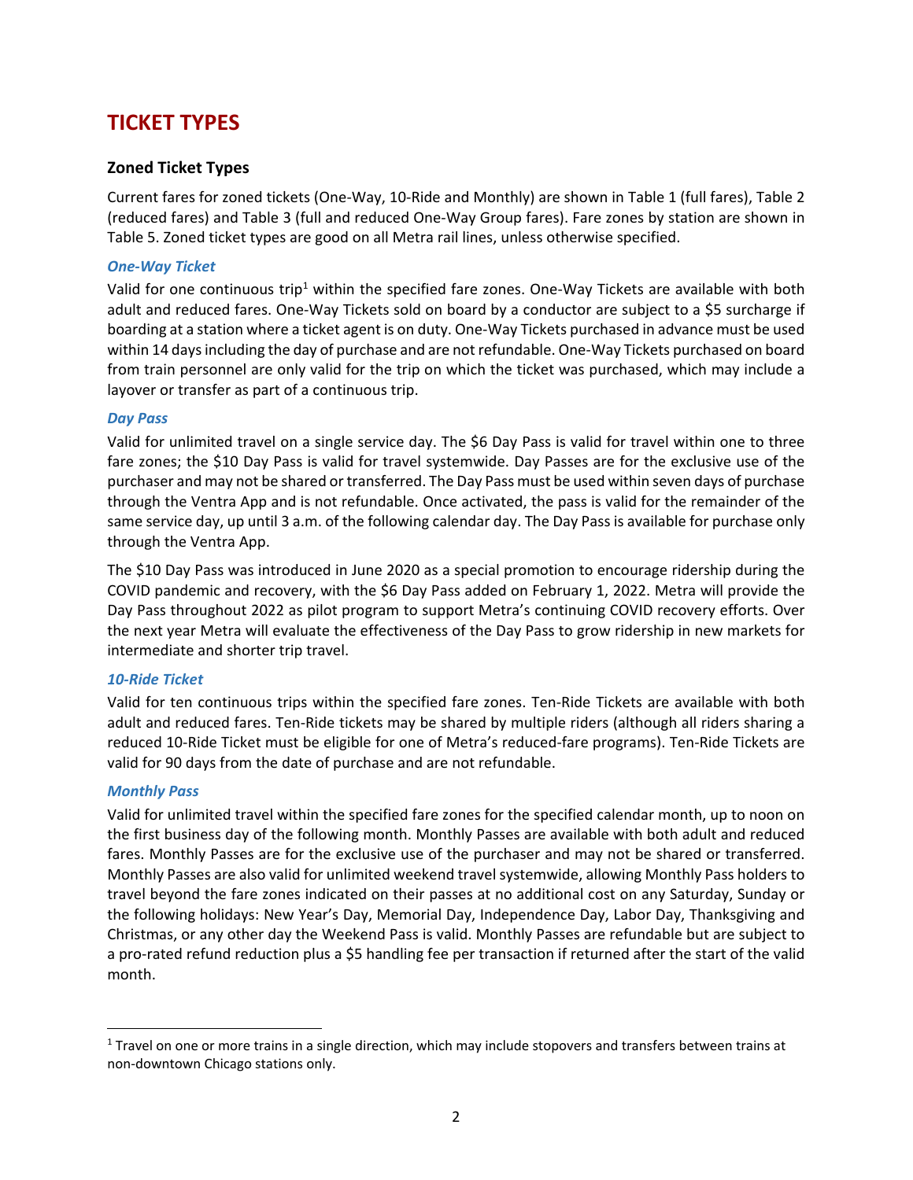## TICKET TYPES

### Zoned Ticket Types

Current fares for zoned tickets (One-Way, 10-Ride and Monthly) are shown in Table 1 (full fares), Table 2 (reduced fares) and Table 3 (full and reduced One-Way Group fares). Fare zones by station are shown in Table 5. Zoned ticket types are good on all Metra rail lines, unless otherwise specified.

#### *One-Way Ticket*

Valid for one continuous trip[1] within the specified fare zones. One-Way Tickets are available with both adult and reduced fares. One-Way Tickets sold on board by a conductor are subject to a $5 surcharge if boarding at a station where a ticket agent is on duty. One-Way Tickets purchased in advance must be used within 14 days including the day of purchase and are not refundable. One-Way Tickets purchased on board from train personnel are only valid for the trip on which the ticket was purchased, which may include a layover or transfer as part of a continuous trip.

#### *Day Pass*

Valid for unlimited travel on a single service day. The $6 Day Pass is valid for travel within one to three fare zones; the $10 Day Pass is valid for travel systemwide. Day Passes are for the exclusive use of the purchaser and may not be shared or transferred. The Day Pass must be used within seven days of purchase through the Ventra App and is not refundable. Once activated, the pass is valid for the remainder of the same service day, up until 3 a.m. of the following calendar day. The Day Pass is available for purchase only through the Ventra App.

The $10 Day Pass was introduced in June 2020 as a special promotion to encourage ridership during the COVID pandemic and recovery, with the $6 Day Pass added on February 1, 2022. Metra will provide the Day Pass throughout 2022 as pilot program to support Metra's continuing COVID recovery efforts. Over the next year Metra will evaluate the effectiveness of the Day Pass to grow ridership in new markets for intermediate and shorter trip travel.

#### *10-Ride Ticket*

Valid for ten continuous trips within the specified fare zones. Ten-Ride Tickets are available with both adult and reduced fares. Ten-Ride tickets may be shared by multiple riders (although all riders sharing a reduced 10-Ride Ticket must be eligible for one of Metra's reduced-fare programs). Ten-Ride Tickets are valid for 90 days from the date of purchase and are not refundable.

#### *Monthly Pass*

Valid for unlimited travel within the specified fare zones for the specified calendar month, up to noon on the first business day of the following month. Monthly Passes are available with both adult and reduced fares. Monthly Passes are for the exclusive use of the purchaser and may not be shared or transferred. Monthly Passes are also valid for unlimited weekend travel systemwide, allowing Monthly Pass holders to travel beyond the fare zones indicated on their passes at no additional cost on any Saturday, Sunday or the following holidays: New Year's Day, Memorial Day, Independence Day, Labor Day, Thanksgiving and Christmas, or any other day the Weekend Pass is valid. Monthly Passes are refundable but are subject to a pro-rated refund reduction plus a $5 handling fee per transaction if returned after the start of the valid month.

---

[1] Travel on one or more trains in a single direction, which may include stopovers and transfers between trains at non-downtown Chicago stations only.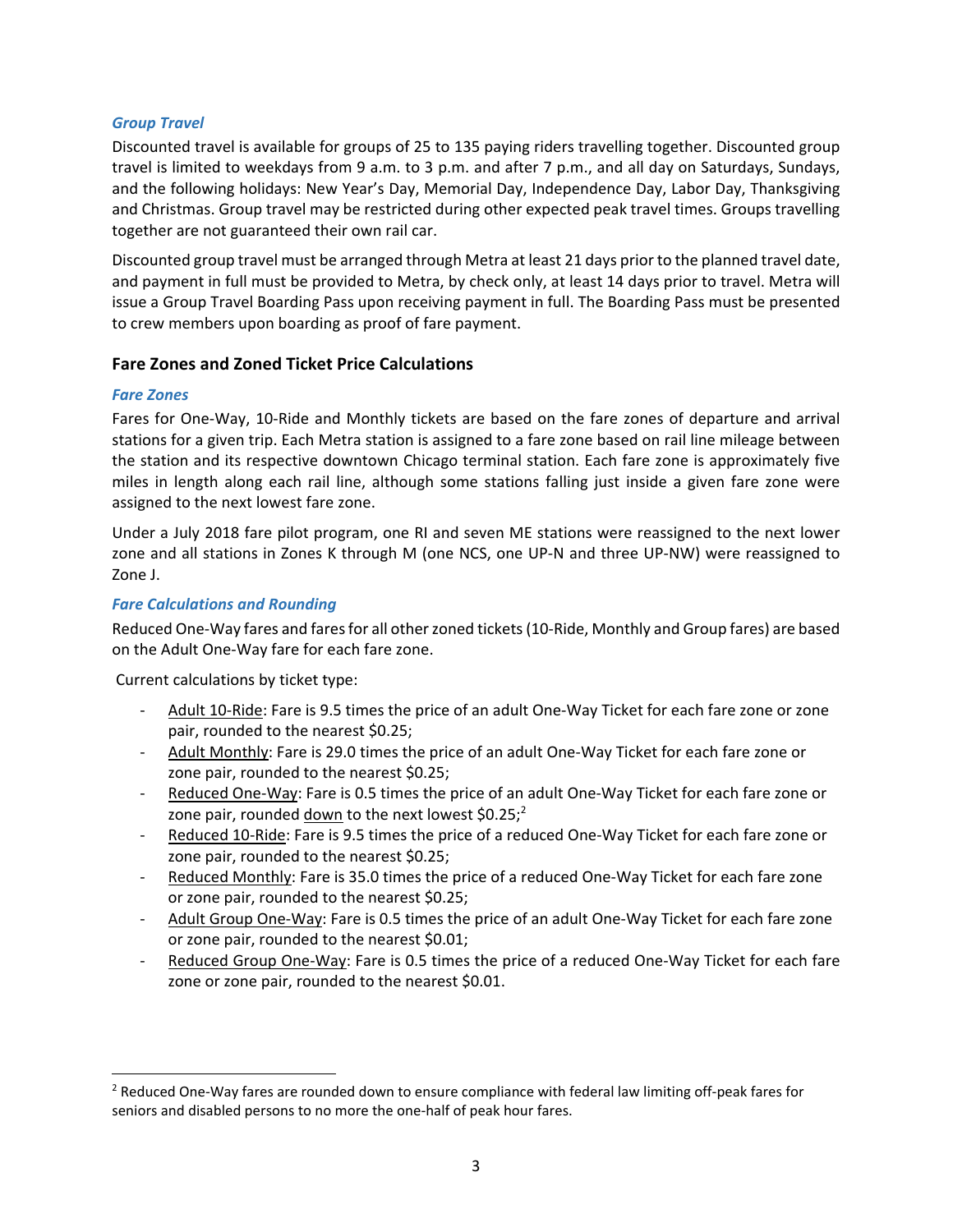*Group Travel*

Discounted travel is available for groups of 25 to 135 paying riders travelling together. Discounted group travel is limited to weekdays from 9 a.m. to 3 p.m. and after 7 p.m., and all day on Saturdays, Sundays, and the following holidays: New Year's Day, Memorial Day, Independence Day, Labor Day, Thanksgiving and Christmas. Group travel may be restricted during other expected peak travel times. Groups travelling together are not guaranteed their own rail car.

Discounted group travel must be arranged through Metra at least 21 days prior to the planned travel date, and payment in full must be provided to Metra, by check only, at least 14 days prior to travel. Metra will issue a Group Travel Boarding Pass upon receiving payment in full. The Boarding Pass must be presented to crew members upon boarding as proof of fare payment.

## Fare Zones and Zoned Ticket Price Calculations

*Fare Zones*

Fares for One-Way, 10-Ride and Monthly tickets are based on the fare zones of departure and arrival stations for a given trip. Each Metra station is assigned to a fare zone based on rail line mileage between the station and its respective downtown Chicago terminal station. Each fare zone is approximately five miles in length along each rail line, although some stations falling just inside a given fare zone were assigned to the next lowest fare zone.

Under a July 2018 fare pilot program, one RI and seven ME stations were reassigned to the next lower zone and all stations in Zones K through M (one NCS, one UP-N and three UP-NW) were reassigned to Zone J.

*Fare Calculations and Rounding*

Reduced One-Way fares and fares for all other zoned tickets (10-Ride, Monthly and Group fares) are based on the Adult One-Way fare for each fare zone.

Current calculations by ticket type:

- Adult 10-Ride: Fare is 9.5 times the price of an adult One-Way Ticket for each fare zone or zone pair, rounded to the nearest $0.25;
- Adult Monthly: Fare is 29.0 times the price of an adult One-Way Ticket for each fare zone or zone pair, rounded to the nearest $0.25;
- Reduced One-Way: Fare is 0.5 times the price of an adult One-Way Ticket for each fare zone or zone pair, rounded down to the next lowest $0.25;[2]
- Reduced 10-Ride: Fare is 9.5 times the price of a reduced One-Way Ticket for each fare zone or zone pair, rounded to the nearest $0.25;
- Reduced Monthly: Fare is 35.0 times the price of a reduced One-Way Ticket for each fare zone or zone pair, rounded to the nearest $0.25;
- Adult Group One-Way: Fare is 0.5 times the price of an adult One-Way Ticket for each fare zone or zone pair, rounded to the nearest $0.01;
- Reduced Group One-Way: Fare is 0.5 times the price of a reduced One-Way Ticket for each fare zone or zone pair, rounded to the nearest $0.01.

[2] Reduced One-Way fares are rounded down to ensure compliance with federal law limiting off-peak fares for seniors and disabled persons to no more the one-half of peak hour fares.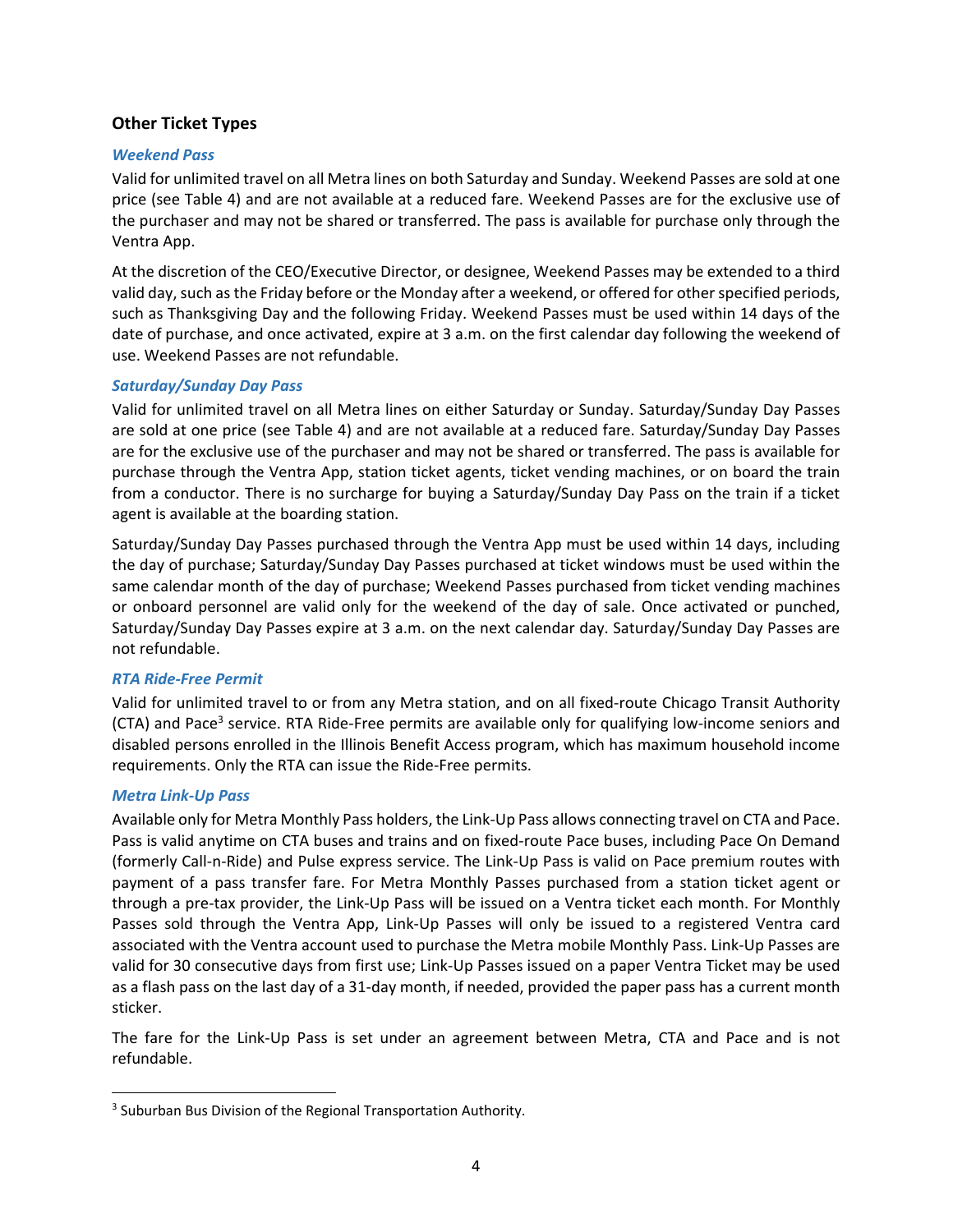### Other Ticket Types

#### *Weekend Pass*

Valid for unlimited travel on all Metra lines on both Saturday and Sunday. Weekend Passes are sold at one price (see Table 4) and are not available at a reduced fare. Weekend Passes are for the exclusive use of the purchaser and may not be shared or transferred. The pass is available for purchase only through the Ventra App.

At the discretion of the CEO/Executive Director, or designee, Weekend Passes may be extended to a third valid day, such as the Friday before or the Monday after a weekend, or offered for other specified periods, such as Thanksgiving Day and the following Friday. Weekend Passes must be used within 14 days of the date of purchase, and once activated, expire at 3 a.m. on the first calendar day following the weekend of use. Weekend Passes are not refundable.

#### *Saturday/Sunday Day Pass*

Valid for unlimited travel on all Metra lines on either Saturday or Sunday. Saturday/Sunday Day Passes are sold at one price (see Table 4) and are not available at a reduced fare. Saturday/Sunday Day Passes are for the exclusive use of the purchaser and may not be shared or transferred. The pass is available for purchase through the Ventra App, station ticket agents, ticket vending machines, or on board the train from a conductor. There is no surcharge for buying a Saturday/Sunday Day Pass on the train if a ticket agent is available at the boarding station.

Saturday/Sunday Day Passes purchased through the Ventra App must be used within 14 days, including the day of purchase; Saturday/Sunday Day Passes purchased at ticket windows must be used within the same calendar month of the day of purchase; Weekend Passes purchased from ticket vending machines or onboard personnel are valid only for the weekend of the day of sale. Once activated or punched, Saturday/Sunday Day Passes expire at 3 a.m. on the next calendar day. Saturday/Sunday Day Passes are not refundable.

#### *RTA Ride-Free Permit*

Valid for unlimited travel to or from any Metra station, and on all fixed-route Chicago Transit Authority (CTA) and Pace[3] service. RTA Ride-Free permits are available only for qualifying low-income seniors and disabled persons enrolled in the Illinois Benefit Access program, which has maximum household income requirements. Only the RTA can issue the Ride-Free permits.

#### *Metra Link-Up Pass*

Available only for Metra Monthly Pass holders, the Link-Up Pass allows connecting travel on CTA and Pace. Pass is valid anytime on CTA buses and trains and on fixed-route Pace buses, including Pace On Demand (formerly Call-n-Ride) and Pulse express service. The Link-Up Pass is valid on Pace premium routes with payment of a pass transfer fare. For Metra Monthly Passes purchased from a station ticket agent or through a pre-tax provider, the Link-Up Pass will be issued on a Ventra ticket each month. For Monthly Passes sold through the Ventra App, Link-Up Passes will only be issued to a registered Ventra card associated with the Ventra account used to purchase the Metra mobile Monthly Pass. Link-Up Passes are valid for 30 consecutive days from first use; Link-Up Passes issued on a paper Ventra Ticket may be used as a flash pass on the last day of a 31-day month, if needed, provided the paper pass has a current month sticker.

The fare for the Link-Up Pass is set under an agreement between Metra, CTA and Pace and is not refundable.

---

[3] Suburban Bus Division of the Regional Transportation Authority.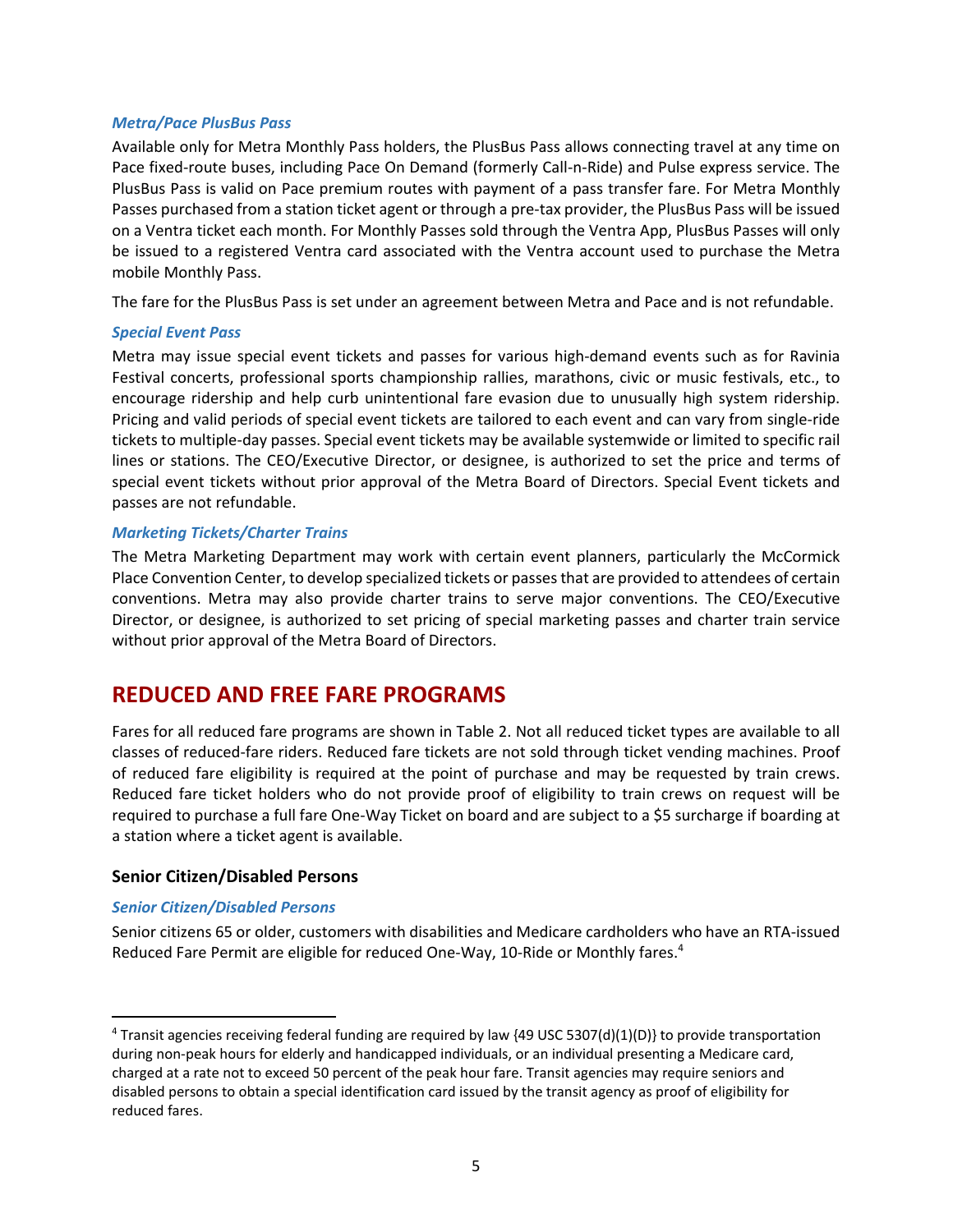### *Metra/Pace PlusBus Pass*

Available only for Metra Monthly Pass holders, the PlusBus Pass allows connecting travel at any time on Pace fixed-route buses, including Pace On Demand (formerly Call-n-Ride) and Pulse express service. The PlusBus Pass is valid on Pace premium routes with payment of a pass transfer fare. For Metra Monthly Passes purchased from a station ticket agent or through a pre-tax provider, the PlusBus Pass will be issued on a Ventra ticket each month. For Monthly Passes sold through the Ventra App, PlusBus Passes will only be issued to a registered Ventra card associated with the Ventra account used to purchase the Metra mobile Monthly Pass.

The fare for the PlusBus Pass is set under an agreement between Metra and Pace and is not refundable.

### *Special Event Pass*

Metra may issue special event tickets and passes for various high-demand events such as for Ravinia Festival concerts, professional sports championship rallies, marathons, civic or music festivals, etc., to encourage ridership and help curb unintentional fare evasion due to unusually high system ridership. Pricing and valid periods of special event tickets are tailored to each event and can vary from single-ride tickets to multiple-day passes. Special event tickets may be available systemwide or limited to specific rail lines or stations. The CEO/Executive Director, or designee, is authorized to set the price and terms of special event tickets without prior approval of the Metra Board of Directors. Special Event tickets and passes are not refundable.

### *Marketing Tickets/Charter Trains*

The Metra Marketing Department may work with certain event planners, particularly the McCormick Place Convention Center, to develop specialized tickets or passes that are provided to attendees of certain conventions. Metra may also provide charter trains to serve major conventions. The CEO/Executive Director, or designee, is authorized to set pricing of special marketing passes and charter train service without prior approval of the Metra Board of Directors.

## REDUCED AND FREE FARE PROGRAMS

Fares for all reduced fare programs are shown in Table 2. Not all reduced ticket types are available to all classes of reduced-fare riders. Reduced fare tickets are not sold through ticket vending machines. Proof of reduced fare eligibility is required at the point of purchase and may be requested by train crews. Reduced fare ticket holders who do not provide proof of eligibility to train crews on request will be required to purchase a full fare One-Way Ticket on board and are subject to a $5 surcharge if boarding at a station where a ticket agent is available.

### Senior Citizen/Disabled Persons

### *Senior Citizen/Disabled Persons*

Senior citizens 65 or older, customers with disabilities and Medicare cardholders who have an RTA-issued Reduced Fare Permit are eligible for reduced One-Way, 10-Ride or Monthly fares.[4]

[4] Transit agencies receiving federal funding are required by law {49 USC 5307(d)(1)(D)} to provide transportation during non-peak hours for elderly and handicapped individuals, or an individual presenting a Medicare card, charged at a rate not to exceed 50 percent of the peak hour fare. Transit agencies may require seniors and disabled persons to obtain a special identification card issued by the transit agency as proof of eligibility for reduced fares.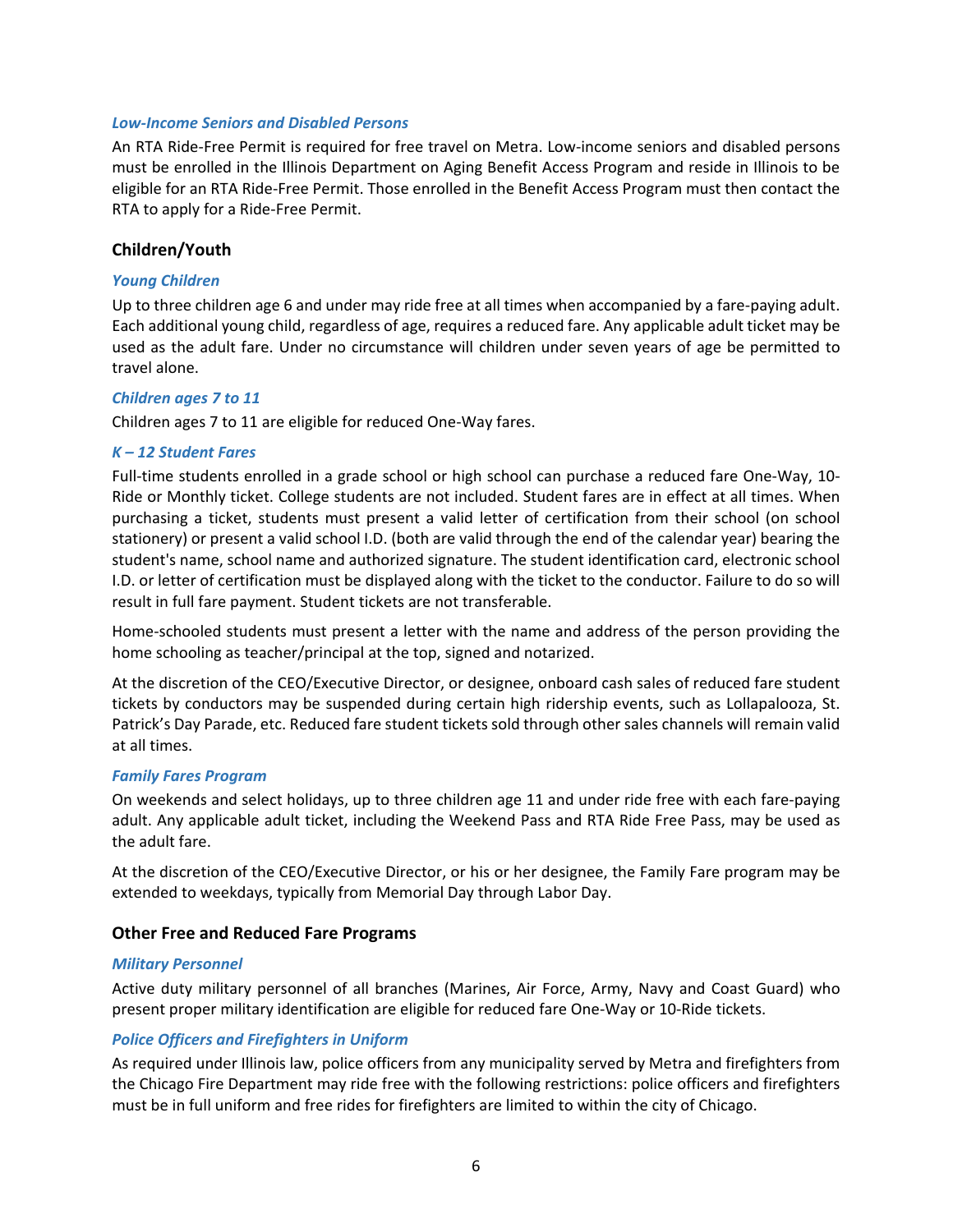#### *Low-Income Seniors and Disabled Persons*

An RTA Ride-Free Permit is required for free travel on Metra. Low-income seniors and disabled persons must be enrolled in the Illinois Department on Aging Benefit Access Program and reside in Illinois to be eligible for an RTA Ride-Free Permit. Those enrolled in the Benefit Access Program must then contact the RTA to apply for a Ride-Free Permit.

### Children/Youth

#### *Young Children*

Up to three children age 6 and under may ride free at all times when accompanied by a fare-paying adult. Each additional young child, regardless of age, requires a reduced fare. Any applicable adult ticket may be used as the adult fare. Under no circumstance will children under seven years of age be permitted to travel alone.

#### *Children ages 7 to 11*

Children ages 7 to 11 are eligible for reduced One-Way fares.

#### *K – 12 Student Fares*

Full-time students enrolled in a grade school or high school can purchase a reduced fare One-Way, 10-Ride or Monthly ticket. College students are not included. Student fares are in effect at all times. When purchasing a ticket, students must present a valid letter of certification from their school (on school stationery) or present a valid school I.D. (both are valid through the end of the calendar year) bearing the student's name, school name and authorized signature. The student identification card, electronic school I.D. or letter of certification must be displayed along with the ticket to the conductor. Failure to do so will result in full fare payment. Student tickets are not transferable.

Home-schooled students must present a letter with the name and address of the person providing the home schooling as teacher/principal at the top, signed and notarized.

At the discretion of the CEO/Executive Director, or designee, onboard cash sales of reduced fare student tickets by conductors may be suspended during certain high ridership events, such as Lollapalooza, St. Patrick's Day Parade, etc. Reduced fare student tickets sold through other sales channels will remain valid at all times.

#### *Family Fares Program*

On weekends and select holidays, up to three children age 11 and under ride free with each fare-paying adult. Any applicable adult ticket, including the Weekend Pass and RTA Ride Free Pass, may be used as the adult fare.

At the discretion of the CEO/Executive Director, or his or her designee, the Family Fare program may be extended to weekdays, typically from Memorial Day through Labor Day.

### Other Free and Reduced Fare Programs

#### *Military Personnel*

Active duty military personnel of all branches (Marines, Air Force, Army, Navy and Coast Guard) who present proper military identification are eligible for reduced fare One-Way or 10-Ride tickets.

#### *Police Officers and Firefighters in Uniform*

As required under Illinois law, police officers from any municipality served by Metra and firefighters from the Chicago Fire Department may ride free with the following restrictions: police officers and firefighters must be in full uniform and free rides for firefighters are limited to within the city of Chicago.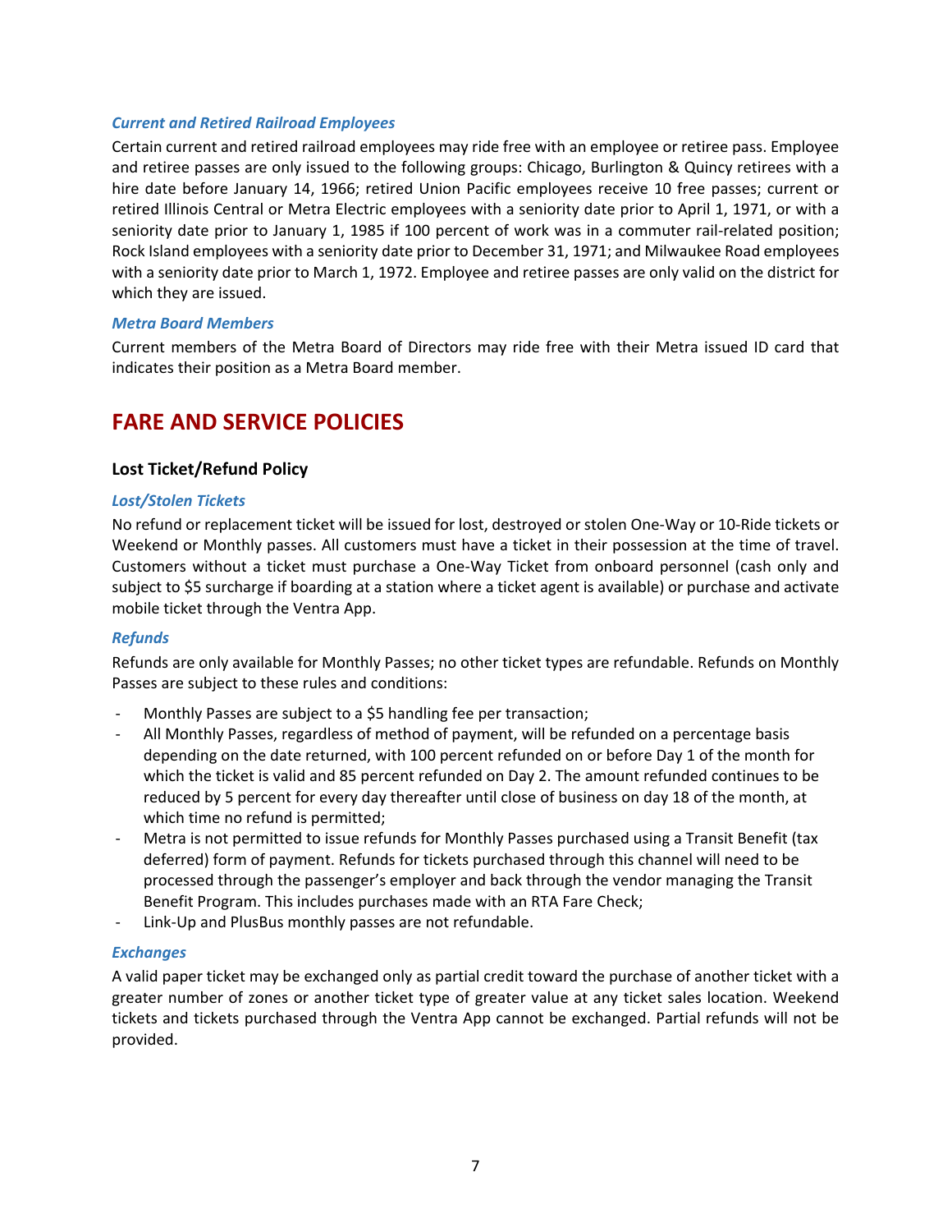### *Current and Retired Railroad Employees*

Certain current and retired railroad employees may ride free with an employee or retiree pass. Employee and retiree passes are only issued to the following groups: Chicago, Burlington & Quincy retirees with a hire date before January 14, 1966; retired Union Pacific employees receive 10 free passes; current or retired Illinois Central or Metra Electric employees with a seniority date prior to April 1, 1971, or with a seniority date prior to January 1, 1985 if 100 percent of work was in a commuter rail-related position; Rock Island employees with a seniority date prior to December 31, 1971; and Milwaukee Road employees with a seniority date prior to March 1, 1972. Employee and retiree passes are only valid on the district for which they are issued.

### *Metra Board Members*

Current members of the Metra Board of Directors may ride free with their Metra issued ID card that indicates their position as a Metra Board member.

# FARE AND SERVICE POLICIES

## Lost Ticket/Refund Policy

### *Lost/Stolen Tickets*

No refund or replacement ticket will be issued for lost, destroyed or stolen One-Way or 10-Ride tickets or Weekend or Monthly passes. All customers must have a ticket in their possession at the time of travel. Customers without a ticket must purchase a One-Way Ticket from onboard personnel (cash only and subject to $5 surcharge if boarding at a station where a ticket agent is available) or purchase and activate mobile ticket through the Ventra App.

### *Refunds*

Refunds are only available for Monthly Passes; no other ticket types are refundable. Refunds on Monthly Passes are subject to these rules and conditions:

- Monthly Passes are subject to a $5 handling fee per transaction;
- All Monthly Passes, regardless of method of payment, will be refunded on a percentage basis depending on the date returned, with 100 percent refunded on or before Day 1 of the month for which the ticket is valid and 85 percent refunded on Day 2. The amount refunded continues to be reduced by 5 percent for every day thereafter until close of business on day 18 of the month, at which time no refund is permitted;
- Metra is not permitted to issue refunds for Monthly Passes purchased using a Transit Benefit (tax deferred) form of payment. Refunds for tickets purchased through this channel will need to be processed through the passenger's employer and back through the vendor managing the Transit Benefit Program. This includes purchases made with an RTA Fare Check;
- Link-Up and PlusBus monthly passes are not refundable.

### *Exchanges*

A valid paper ticket may be exchanged only as partial credit toward the purchase of another ticket with a greater number of zones or another ticket type of greater value at any ticket sales location. Weekend tickets and tickets purchased through the Ventra App cannot be exchanged. Partial refunds will not be provided.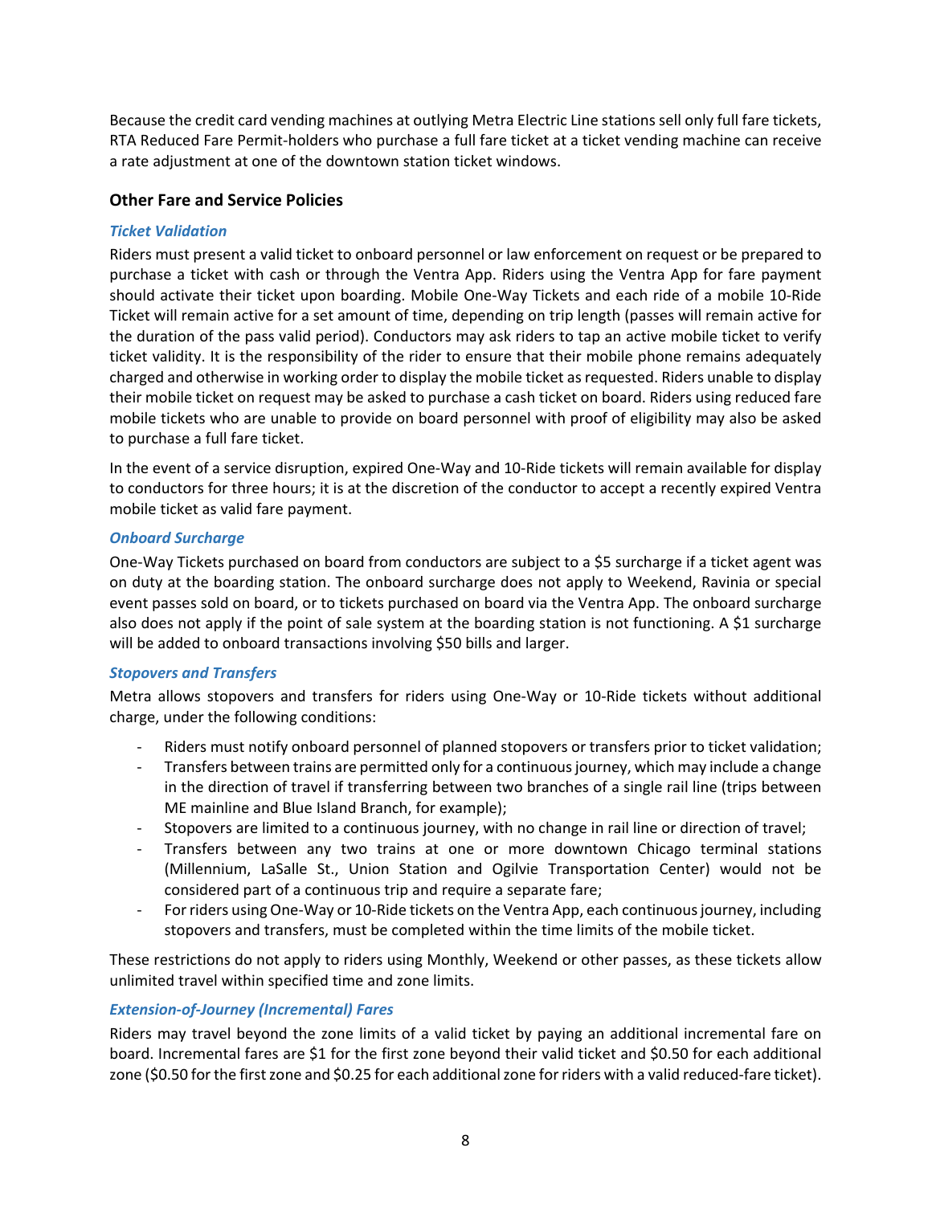Because the credit card vending machines at outlying Metra Electric Line stations sell only full fare tickets, RTA Reduced Fare Permit-holders who purchase a full fare ticket at a ticket vending machine can receive a rate adjustment at one of the downtown station ticket windows.

## Other Fare and Service Policies

### *Ticket Validation*

Riders must present a valid ticket to onboard personnel or law enforcement on request or be prepared to purchase a ticket with cash or through the Ventra App. Riders using the Ventra App for fare payment should activate their ticket upon boarding. Mobile One-Way Tickets and each ride of a mobile 10-Ride Ticket will remain active for a set amount of time, depending on trip length (passes will remain active for the duration of the pass valid period). Conductors may ask riders to tap an active mobile ticket to verify ticket validity. It is the responsibility of the rider to ensure that their mobile phone remains adequately charged and otherwise in working order to display the mobile ticket as requested. Riders unable to display their mobile ticket on request may be asked to purchase a cash ticket on board. Riders using reduced fare mobile tickets who are unable to provide on board personnel with proof of eligibility may also be asked to purchase a full fare ticket.

In the event of a service disruption, expired One-Way and 10-Ride tickets will remain available for display to conductors for three hours; it is at the discretion of the conductor to accept a recently expired Ventra mobile ticket as valid fare payment.

### *Onboard Surcharge*

One-Way Tickets purchased on board from conductors are subject to a $5 surcharge if a ticket agent was on duty at the boarding station. The onboard surcharge does not apply to Weekend, Ravinia or special event passes sold on board, or to tickets purchased on board via the Ventra App. The onboard surcharge also does not apply if the point of sale system at the boarding station is not functioning. A $1 surcharge will be added to onboard transactions involving $50 bills and larger.

### *Stopovers and Transfers*

Metra allows stopovers and transfers for riders using One-Way or 10-Ride tickets without additional charge, under the following conditions:

- Riders must notify onboard personnel of planned stopovers or transfers prior to ticket validation;
- Transfers between trains are permitted only for a continuous journey, which may include a change in the direction of travel if transferring between two branches of a single rail line (trips between ME mainline and Blue Island Branch, for example);
- Stopovers are limited to a continuous journey, with no change in rail line or direction of travel;
- Transfers between any two trains at one or more downtown Chicago terminal stations (Millennium, LaSalle St., Union Station and Ogilvie Transportation Center) would not be considered part of a continuous trip and require a separate fare;
- For riders using One-Way or 10-Ride tickets on the Ventra App, each continuous journey, including stopovers and transfers, must be completed within the time limits of the mobile ticket.

These restrictions do not apply to riders using Monthly, Weekend or other passes, as these tickets allow unlimited travel within specified time and zone limits.

### *Extension-of-Journey (Incremental) Fares*

Riders may travel beyond the zone limits of a valid ticket by paying an additional incremental fare on board. Incremental fares are $1 for the first zone beyond their valid ticket and $0.50 for each additional zone ($0.50 for the first zone and $0.25 for each additional zone for riders with a valid reduced-fare ticket).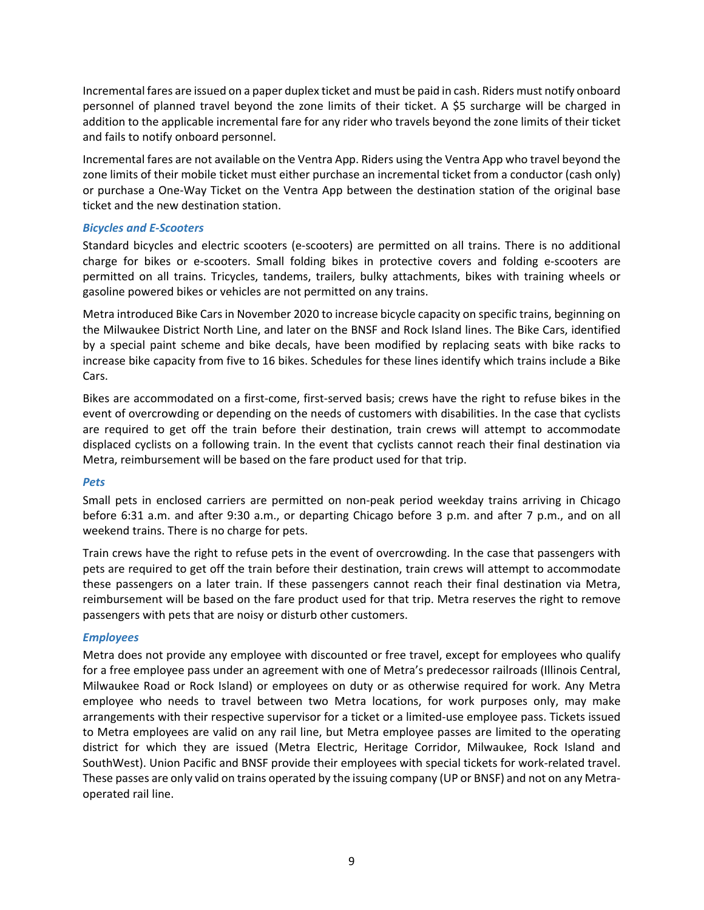Incremental fares are issued on a paper duplex ticket and must be paid in cash. Riders must notify onboard personnel of planned travel beyond the zone limits of their ticket. A $5 surcharge will be charged in addition to the applicable incremental fare for any rider who travels beyond the zone limits of their ticket and fails to notify onboard personnel.

Incremental fares are not available on the Ventra App. Riders using the Ventra App who travel beyond the zone limits of their mobile ticket must either purchase an incremental ticket from a conductor (cash only) or purchase a One-Way Ticket on the Ventra App between the destination station of the original base ticket and the new destination station.

### *Bicycles and E-Scooters*

Standard bicycles and electric scooters (e-scooters) are permitted on all trains. There is no additional charge for bikes or e-scooters. Small folding bikes in protective covers and folding e-scooters are permitted on all trains. Tricycles, tandems, trailers, bulky attachments, bikes with training wheels or gasoline powered bikes or vehicles are not permitted on any trains.

Metra introduced Bike Cars in November 2020 to increase bicycle capacity on specific trains, beginning on the Milwaukee District North Line, and later on the BNSF and Rock Island lines. The Bike Cars, identified by a special paint scheme and bike decals, have been modified by replacing seats with bike racks to increase bike capacity from five to 16 bikes. Schedules for these lines identify which trains include a Bike Cars.

Bikes are accommodated on a first-come, first-served basis; crews have the right to refuse bikes in the event of overcrowding or depending on the needs of customers with disabilities. In the case that cyclists are required to get off the train before their destination, train crews will attempt to accommodate displaced cyclists on a following train. In the event that cyclists cannot reach their final destination via Metra, reimbursement will be based on the fare product used for that trip.

### *Pets*

Small pets in enclosed carriers are permitted on non-peak period weekday trains arriving in Chicago before 6:31 a.m. and after 9:30 a.m., or departing Chicago before 3 p.m. and after 7 p.m., and on all weekend trains. There is no charge for pets.

Train crews have the right to refuse pets in the event of overcrowding. In the case that passengers with pets are required to get off the train before their destination, train crews will attempt to accommodate these passengers on a later train. If these passengers cannot reach their final destination via Metra, reimbursement will be based on the fare product used for that trip. Metra reserves the right to remove passengers with pets that are noisy or disturb other customers.

### *Employees*

Metra does not provide any employee with discounted or free travel, except for employees who qualify for a free employee pass under an agreement with one of Metra's predecessor railroads (Illinois Central, Milwaukee Road or Rock Island) or employees on duty or as otherwise required for work. Any Metra employee who needs to travel between two Metra locations, for work purposes only, may make arrangements with their respective supervisor for a ticket or a limited-use employee pass. Tickets issued to Metra employees are valid on any rail line, but Metra employee passes are limited to the operating district for which they are issued (Metra Electric, Heritage Corridor, Milwaukee, Rock Island and SouthWest). Union Pacific and BNSF provide their employees with special tickets for work-related travel. These passes are only valid on trains operated by the issuing company (UP or BNSF) and not on any Metra-operated rail line.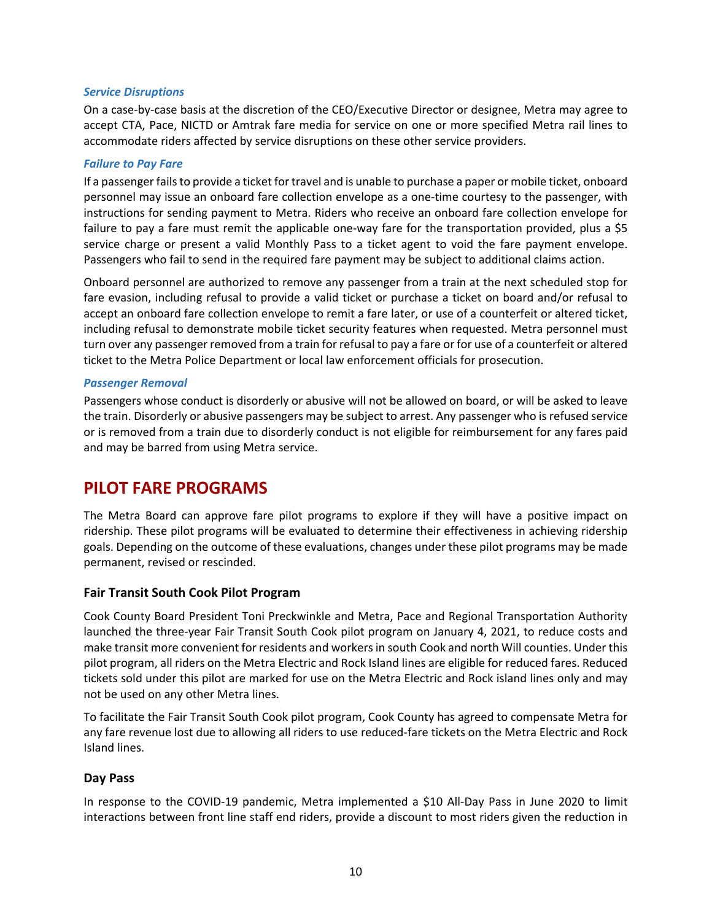*Service Disruptions*

On a case-by-case basis at the discretion of the CEO/Executive Director or designee, Metra may agree to accept CTA, Pace, NICTD or Amtrak fare media for service on one or more specified Metra rail lines to accommodate riders affected by service disruptions on these other service providers.

*Failure to Pay Fare*

If a passenger fails to provide a ticket for travel and is unable to purchase a paper or mobile ticket, onboard personnel may issue an onboard fare collection envelope as a one-time courtesy to the passenger, with instructions for sending payment to Metra. Riders who receive an onboard fare collection envelope for failure to pay a fare must remit the applicable one-way fare for the transportation provided, plus a $5 service charge or present a valid Monthly Pass to a ticket agent to void the fare payment envelope. Passengers who fail to send in the required fare payment may be subject to additional claims action.

Onboard personnel are authorized to remove any passenger from a train at the next scheduled stop for fare evasion, including refusal to provide a valid ticket or purchase a ticket on board and/or refusal to accept an onboard fare collection envelope to remit a fare later, or use of a counterfeit or altered ticket, including refusal to demonstrate mobile ticket security features when requested. Metra personnel must turn over any passenger removed from a train for refusal to pay a fare or for use of a counterfeit or altered ticket to the Metra Police Department or local law enforcement officials for prosecution.

*Passenger Removal*

Passengers whose conduct is disorderly or abusive will not be allowed on board, or will be asked to leave the train. Disorderly or abusive passengers may be subject to arrest. Any passenger who is refused service or is removed from a train due to disorderly conduct is not eligible for reimbursement for any fares paid and may be barred from using Metra service.

## PILOT FARE PROGRAMS

The Metra Board can approve fare pilot programs to explore if they will have a positive impact on ridership. These pilot programs will be evaluated to determine their effectiveness in achieving ridership goals. Depending on the outcome of these evaluations, changes under these pilot programs may be made permanent, revised or rescinded.

### Fair Transit South Cook Pilot Program

Cook County Board President Toni Preckwinkle and Metra, Pace and Regional Transportation Authority launched the three-year Fair Transit South Cook pilot program on January 4, 2021, to reduce costs and make transit more convenient for residents and workers in south Cook and north Will counties. Under this pilot program, all riders on the Metra Electric and Rock Island lines are eligible for reduced fares. Reduced tickets sold under this pilot are marked for use on the Metra Electric and Rock island lines only and may not be used on any other Metra lines.

To facilitate the Fair Transit South Cook pilot program, Cook County has agreed to compensate Metra for any fare revenue lost due to allowing all riders to use reduced-fare tickets on the Metra Electric and Rock Island lines.

### Day Pass

In response to the COVID-19 pandemic, Metra implemented a $10 All-Day Pass in June 2020 to limit interactions between front line staff end riders, provide a discount to most riders given the reduction in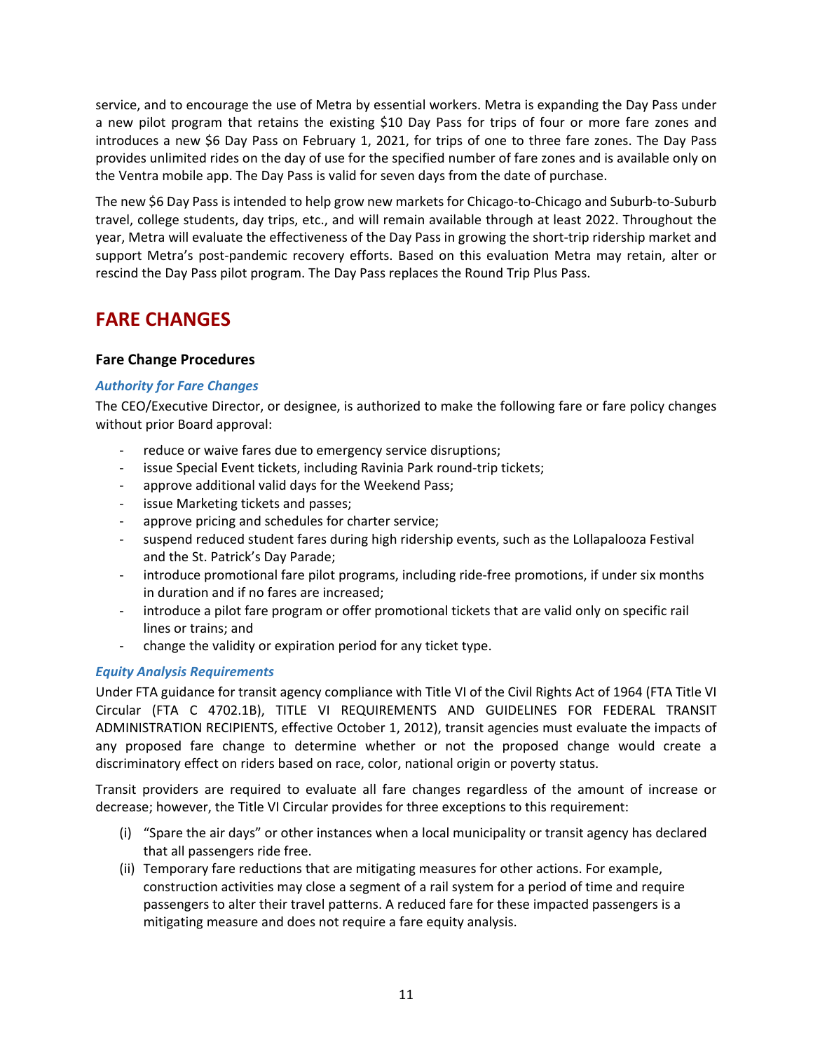service, and to encourage the use of Metra by essential workers. Metra is expanding the Day Pass under a new pilot program that retains the existing $10 Day Pass for trips of four or more fare zones and introduces a new $6 Day Pass on February 1, 2021, for trips of one to three fare zones. The Day Pass provides unlimited rides on the day of use for the specified number of fare zones and is available only on the Ventra mobile app. The Day Pass is valid for seven days from the date of purchase.

The new $6 Day Pass is intended to help grow new markets for Chicago-to-Chicago and Suburb-to-Suburb travel, college students, day trips, etc., and will remain available through at least 2022. Throughout the year, Metra will evaluate the effectiveness of the Day Pass in growing the short-trip ridership market and support Metra's post-pandemic recovery efforts. Based on this evaluation Metra may retain, alter or rescind the Day Pass pilot program. The Day Pass replaces the Round Trip Plus Pass.

# FARE CHANGES

## Fare Change Procedures

### *Authority for Fare Changes*

The CEO/Executive Director, or designee, is authorized to make the following fare or fare policy changes without prior Board approval:

- reduce or waive fares due to emergency service disruptions;
- issue Special Event tickets, including Ravinia Park round-trip tickets;
- approve additional valid days for the Weekend Pass;
- issue Marketing tickets and passes;
- approve pricing and schedules for charter service;
- suspend reduced student fares during high ridership events, such as the Lollapalooza Festival and the St. Patrick's Day Parade;
- introduce promotional fare pilot programs, including ride-free promotions, if under six months in duration and if no fares are increased;
- introduce a pilot fare program or offer promotional tickets that are valid only on specific rail lines or trains; and
- change the validity or expiration period for any ticket type.

### *Equity Analysis Requirements*

Under FTA guidance for transit agency compliance with Title VI of the Civil Rights Act of 1964 (FTA Title VI Circular (FTA C 4702.1B), TITLE VI REQUIREMENTS AND GUIDELINES FOR FEDERAL TRANSIT ADMINISTRATION RECIPIENTS, effective October 1, 2012), transit agencies must evaluate the impacts of any proposed fare change to determine whether or not the proposed change would create a discriminatory effect on riders based on race, color, national origin or poverty status.

Transit providers are required to evaluate all fare changes regardless of the amount of increase or decrease; however, the Title VI Circular provides for three exceptions to this requirement:

(i) "Spare the air days" or other instances when a local municipality or transit agency has declared that all passengers ride free.

(ii) Temporary fare reductions that are mitigating measures for other actions. For example, construction activities may close a segment of a rail system for a period of time and require passengers to alter their travel patterns. A reduced fare for these impacted passengers is a mitigating measure and does not require a fare equity analysis.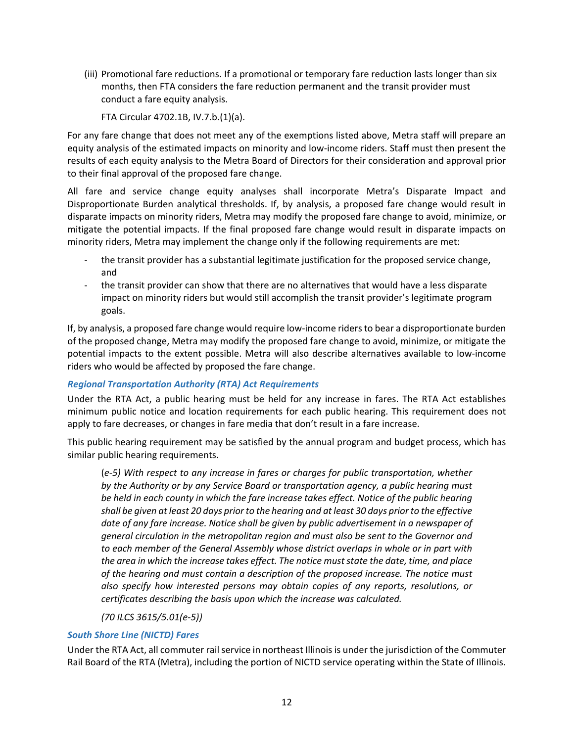(iii) Promotional fare reductions. If a promotional or temporary fare reduction lasts longer than six months, then FTA considers the fare reduction permanent and the transit provider must conduct a fare equity analysis.

FTA Circular 4702.1B, IV.7.b.(1)(a).

For any fare change that does not meet any of the exemptions listed above, Metra staff will prepare an equity analysis of the estimated impacts on minority and low-income riders. Staff must then present the results of each equity analysis to the Metra Board of Directors for their consideration and approval prior to their final approval of the proposed fare change.

All fare and service change equity analyses shall incorporate Metra's Disparate Impact and Disproportionate Burden analytical thresholds. If, by analysis, a proposed fare change would result in disparate impacts on minority riders, Metra may modify the proposed fare change to avoid, minimize, or mitigate the potential impacts. If the final proposed fare change would result in disparate impacts on minority riders, Metra may implement the change only if the following requirements are met:

- the transit provider has a substantial legitimate justification for the proposed service change, and
- the transit provider can show that there are no alternatives that would have a less disparate impact on minority riders but would still accomplish the transit provider's legitimate program goals.

If, by analysis, a proposed fare change would require low-income riders to bear a disproportionate burden of the proposed change, Metra may modify the proposed fare change to avoid, minimize, or mitigate the potential impacts to the extent possible. Metra will also describe alternatives available to low-income riders who would be affected by proposed the fare change.

### *Regional Transportation Authority (RTA) Act Requirements*

Under the RTA Act, a public hearing must be held for any increase in fares. The RTA Act establishes minimum public notice and location requirements for each public hearing. This requirement does not apply to fare decreases, or changes in fare media that don't result in a fare increase.

This public hearing requirement may be satisfied by the annual program and budget process, which has similar public hearing requirements.

> (*e-5) With respect to any increase in fares or charges for public transportation, whether by the Authority or by any Service Board or transportation agency, a public hearing must be held in each county in which the fare increase takes effect. Notice of the public hearing shall be given at least 20 days prior to the hearing and at least 30 days prior to the effective date of any fare increase. Notice shall be given by public advertisement in a newspaper of general circulation in the metropolitan region and must also be sent to the Governor and to each member of the General Assembly whose district overlaps in whole or in part with the area in which the increase takes effect. The notice must state the date, time, and place of the hearing and must contain a description of the proposed increase. The notice must also specify how interested persons may obtain copies of any reports, resolutions, or certificates describing the basis upon which the increase was calculated.*
>
> *(70 ILCS 3615/5.01(e-5))*

### *South Shore Line (NICTD) Fares*

Under the RTA Act, all commuter rail service in northeast Illinois is under the jurisdiction of the Commuter Rail Board of the RTA (Metra), including the portion of NICTD service operating within the State of Illinois.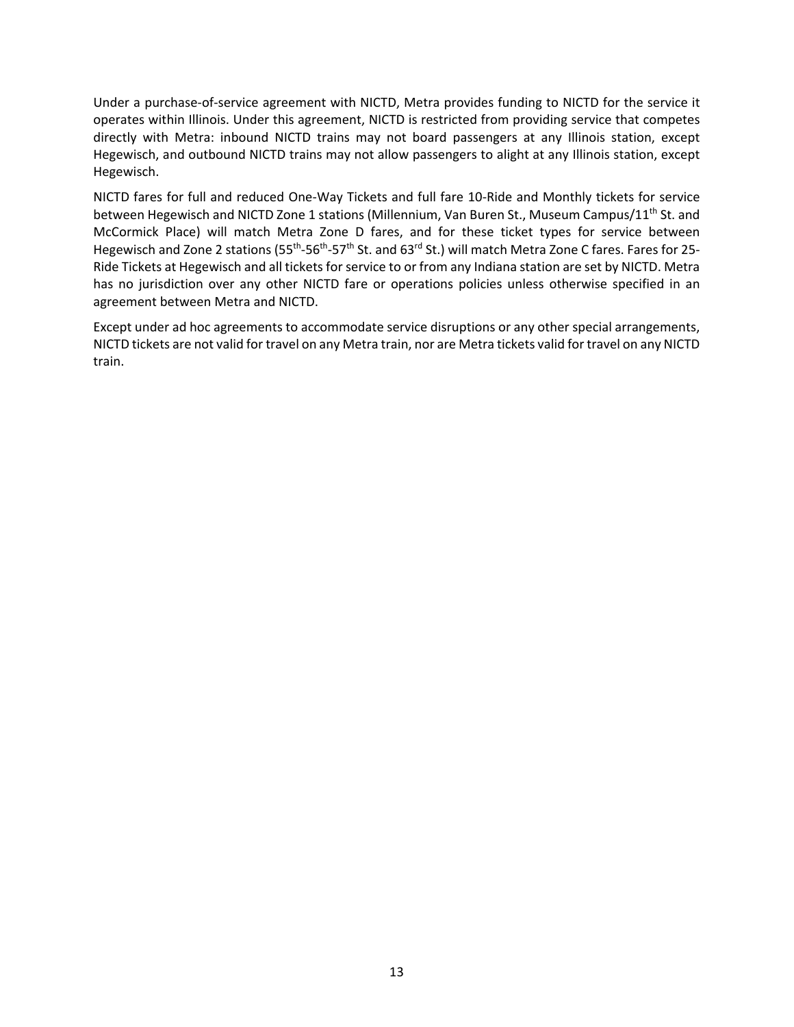Under a purchase-of-service agreement with NICTD, Metra provides funding to NICTD for the service it operates within Illinois. Under this agreement, NICTD is restricted from providing service that competes directly with Metra: inbound NICTD trains may not board passengers at any Illinois station, except Hegewisch, and outbound NICTD trains may not allow passengers to alight at any Illinois station, except Hegewisch.

NICTD fares for full and reduced One-Way Tickets and full fare 10-Ride and Monthly tickets for service between Hegewisch and NICTD Zone 1 stations (Millennium, Van Buren St., Museum Campus/11th St. and McCormick Place) will match Metra Zone D fares, and for these ticket types for service between Hegewisch and Zone 2 stations (55th-56th-57th St. and 63rd St.) will match Metra Zone C fares. Fares for 25-Ride Tickets at Hegewisch and all tickets for service to or from any Indiana station are set by NICTD. Metra has no jurisdiction over any other NICTD fare or operations policies unless otherwise specified in an agreement between Metra and NICTD.

Except under ad hoc agreements to accommodate service disruptions or any other special arrangements, NICTD tickets are not valid for travel on any Metra train, nor are Metra tickets valid for travel on any NICTD train.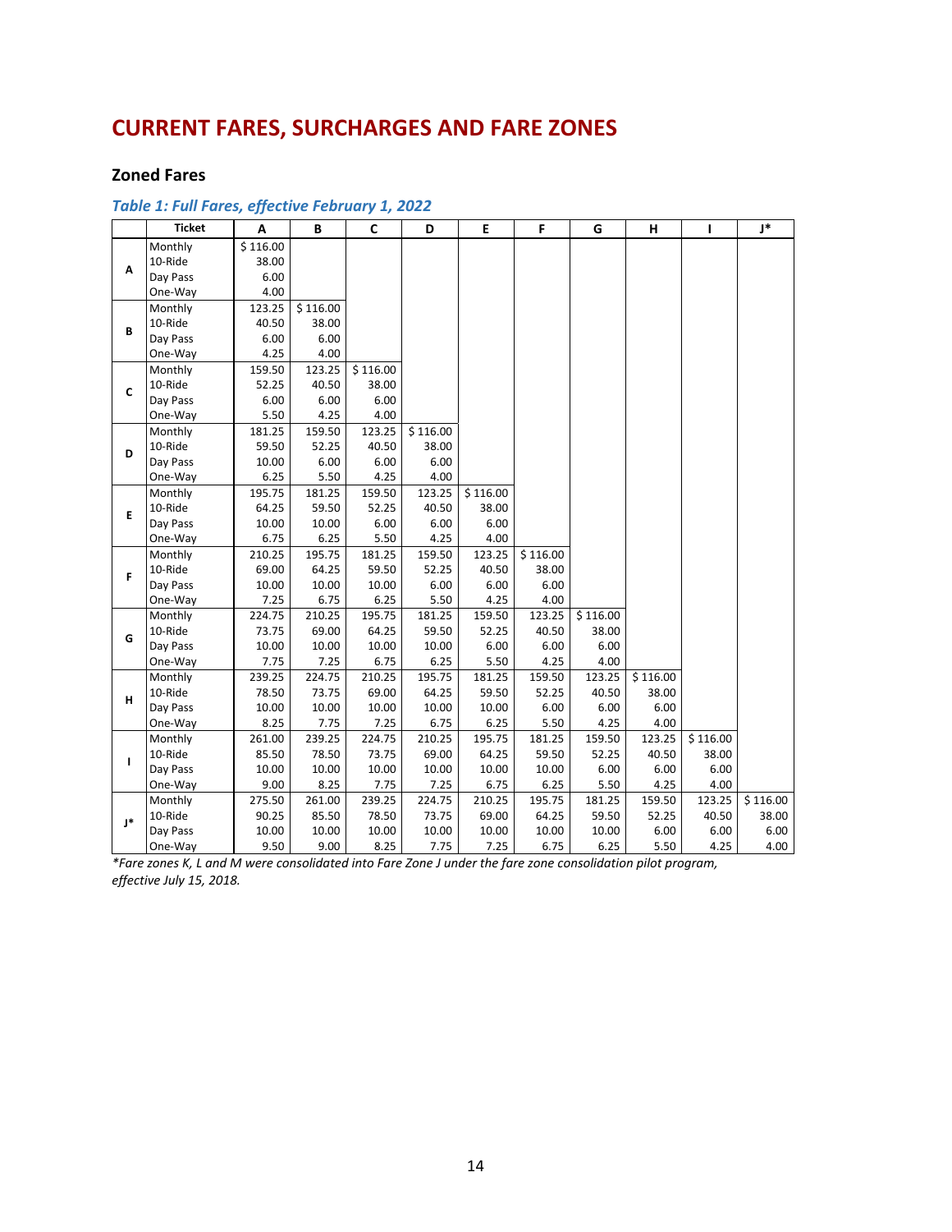# CURRENT FARES, SURCHARGES AND FARE ZONES

## Zoned Fares

### *Table 1: Full Fares, effective February 1, 2022*

| | Ticket | A | B | C | D | E | F | G | H | I | J* |
|---|---|---|---|---|---|---|---|---|---|---|---|
| A | Monthly | $ 116.00 | | | | | | | | | |
| | 10-Ride | 38.00 | | | | | | | | | |
| | Day Pass | 6.00 | | | | | | | | | |
| | One-Way | 4.00 | | | | | | | | | |
| B | Monthly | 123.25 | $ 116.00 | | | | | | | | |
| | 10-Ride | 40.50 | 38.00 | | | | | | | | |
| | Day Pass | 6.00 | 6.00 | | | | | | | | |
| | One-Way | 4.25 | 4.00 | | | | | | | | |
| C | Monthly | 159.50 | 123.25 | $ 116.00 | | | | | | | |
| | 10-Ride | 52.25 | 40.50 | 38.00 | | | | | | | |
| | Day Pass | 6.00 | 6.00 | 6.00 | | | | | | | |
| | One-Way | 5.50 | 4.25 | 4.00 | | | | | | | |
| D | Monthly | 181.25 | 159.50 | 123.25 | $ 116.00 | | | | | | |
| | 10-Ride | 59.50 | 52.25 | 40.50 | 38.00 | | | | | | |
| | Day Pass | 10.00 | 6.00 | 6.00 | 6.00 | | | | | | |
| | One-Way | 6.25 | 5.50 | 4.25 | 4.00 | | | | | | |
| E | Monthly | 195.75 | 181.25 | 159.50 | 123.25 | $ 116.00 | | | | | |
| | 10-Ride | 64.25 | 59.50 | 52.25 | 40.50 | 38.00 | | | | | |
| | Day Pass | 10.00 | 10.00 | 6.00 | 6.00 | 6.00 | | | | | |
| | One-Way | 6.75 | 6.25 | 5.50 | 4.25 | 4.00 | | | | | |
| F | Monthly | 210.25 | 195.75 | 181.25 | 159.50 | 123.25 | $ 116.00 | | | | |
| | 10-Ride | 69.00 | 64.25 | 59.50 | 52.25 | 40.50 | 38.00 | | | | |
| | Day Pass | 10.00 | 10.00 | 10.00 | 6.00 | 6.00 | 6.00 | | | | |
| | One-Way | 7.25 | 6.75 | 6.25 | 5.50 | 4.25 | 4.00 | | | | |
| G | Monthly | 224.75 | 210.25 | 195.75 | 181.25 | 159.50 | 123.25 | $ 116.00 | | | |
| | 10-Ride | 73.75 | 69.00 | 64.25 | 59.50 | 52.25 | 40.50 | 38.00 | | | |
| | Day Pass | 10.00 | 10.00 | 10.00 | 10.00 | 6.00 | 6.00 | 6.00 | | | |
| | One-Way | 7.75 | 7.25 | 6.75 | 6.25 | 5.50 | 4.25 | 4.00 | | | |
| H | Monthly | 239.25 | 224.75 | 210.25 | 195.75 | 181.25 | 159.50 | 123.25 | $ 116.00 | | |
| | 10-Ride | 78.50 | 73.75 | 69.00 | 64.25 | 59.50 | 52.25 | 40.50 | 38.00 | | |
| | Day Pass | 10.00 | 10.00 | 10.00 | 10.00 | 10.00 | 6.00 | 6.00 | 6.00 | | |
| | One-Way | 8.25 | 7.75 | 7.25 | 6.75 | 6.25 | 5.50 | 4.25 | 4.00 | | |
| I | Monthly | 261.00 | 239.25 | 224.75 | 210.25 | 195.75 | 181.25 | 159.50 | 123.25 | $ 116.00 | |
| | 10-Ride | 85.50 | 78.50 | 73.75 | 69.00 | 64.25 | 59.50 | 52.25 | 40.50 | 38.00 | |
| | Day Pass | 10.00 | 10.00 | 10.00 | 10.00 | 10.00 | 10.00 | 6.00 | 6.00 | 6.00 | |
| | One-Way | 9.00 | 8.25 | 7.75 | 7.25 | 6.75 | 6.25 | 5.50 | 4.25 | 4.00 | |
| J* | Monthly | 275.50 | 261.00 | 239.25 | 224.75 | 210.25 | 195.75 | 181.25 | 159.50 | 123.25 | $ 116.00 |
| | 10-Ride | 90.25 | 85.50 | 78.50 | 73.75 | 69.00 | 64.25 | 59.50 | 52.25 | 40.50 | 38.00 |
| | Day Pass | 10.00 | 10.00 | 10.00 | 10.00 | 10.00 | 10.00 | 10.00 | 6.00 | 6.00 | 6.00 |
| | One-Way | 9.50 | 9.00 | 8.25 | 7.75 | 7.25 | 6.75 | 6.25 | 5.50 | 4.25 | 4.00 |

*\*Fare zones K, L and M were consolidated into Fare Zone J under the fare zone consolidation pilot program, effective July 15, 2018.*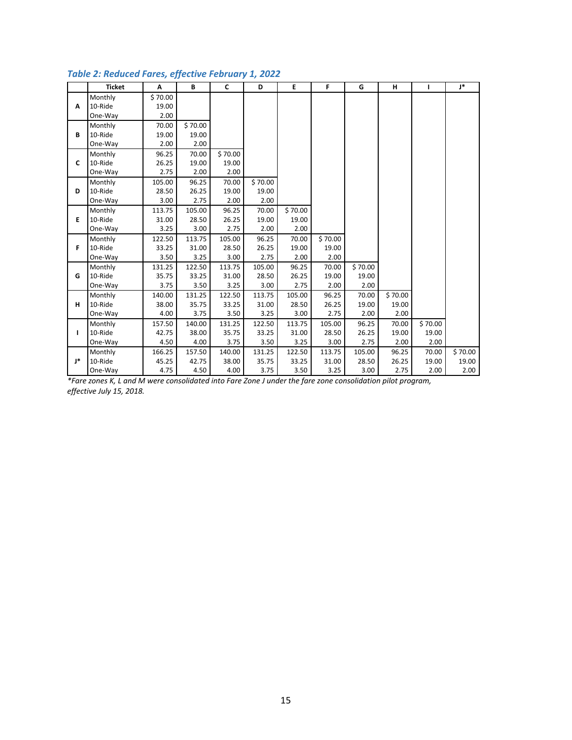### *Table 2: Reduced Fares, effective February 1, 2022*

| | Ticket | A | B | C | D | E | F | G | H | I | J* |
|---|---|---|---|---|---|---|---|---|---|---|---|
| A | Monthly | $ 70.00 | | | | | | | | | |
| | 10-Ride | 19.00 | | | | | | | | | |
| | One-Way | 2.00 | | | | | | | | | |
| B | Monthly | 70.00 | $ 70.00 | | | | | | | | |
| | 10-Ride | 19.00 | 19.00 | | | | | | | | |
| | One-Way | 2.00 | 2.00 | | | | | | | | |
| C | Monthly | 96.25 | 70.00 | $ 70.00 | | | | | | | |
| | 10-Ride | 26.25 | 19.00 | 19.00 | | | | | | | |
| | One-Way | 2.75 | 2.00 | 2.00 | | | | | | | |
| D | Monthly | 105.00 | 96.25 | 70.00 | $ 70.00 | | | | | | |
| | 10-Ride | 28.50 | 26.25 | 19.00 | 19.00 | | | | | | |
| | One-Way | 3.00 | 2.75 | 2.00 | 2.00 | | | | | | |
| E | Monthly | 113.75 | 105.00 | 96.25 | 70.00 | $ 70.00 | | | | | |
| | 10-Ride | 31.00 | 28.50 | 26.25 | 19.00 | 19.00 | | | | | |
| | One-Way | 3.25 | 3.00 | 2.75 | 2.00 | 2.00 | | | | | |
| F | Monthly | 122.50 | 113.75 | 105.00 | 96.25 | 70.00 | $ 70.00 | | | | |
| | 10-Ride | 33.25 | 31.00 | 28.50 | 26.25 | 19.00 | 19.00 | | | | |
| | One-Way | 3.50 | 3.25 | 3.00 | 2.75 | 2.00 | 2.00 | | | | |
| G | Monthly | 131.25 | 122.50 | 113.75 | 105.00 | 96.25 | 70.00 | $ 70.00 | | | |
| | 10-Ride | 35.75 | 33.25 | 31.00 | 28.50 | 26.25 | 19.00 | 19.00 | | | |
| | One-Way | 3.75 | 3.50 | 3.25 | 3.00 | 2.75 | 2.00 | 2.00 | | | |
| H | Monthly | 140.00 | 131.25 | 122.50 | 113.75 | 105.00 | 96.25 | 70.00 | $ 70.00 | | |
| | 10-Ride | 38.00 | 35.75 | 33.25 | 31.00 | 28.50 | 26.25 | 19.00 | 19.00 | | |
| | One-Way | 4.00 | 3.75 | 3.50 | 3.25 | 3.00 | 2.75 | 2.00 | 2.00 | | |
| I | Monthly | 157.50 | 140.00 | 131.25 | 122.50 | 113.75 | 105.00 | 96.25 | 70.00 | $ 70.00 | |
| | 10-Ride | 42.75 | 38.00 | 35.75 | 33.25 | 31.00 | 28.50 | 26.25 | 19.00 | 19.00 | |
| | One-Way | 4.50 | 4.00 | 3.75 | 3.50 | 3.25 | 3.00 | 2.75 | 2.00 | 2.00 | |
| J* | Monthly | 166.25 | 157.50 | 140.00 | 131.25 | 122.50 | 113.75 | 105.00 | 96.25 | 70.00 | $ 70.00 |
| | 10-Ride | 45.25 | 42.75 | 38.00 | 35.75 | 33.25 | 31.00 | 28.50 | 26.25 | 19.00 | 19.00 |
| | One-Way | 4.75 | 4.50 | 4.00 | 3.75 | 3.50 | 3.25 | 3.00 | 2.75 | 2.00 | 2.00 |

*\*Fare zones K, L and M were consolidated into Fare Zone J under the fare zone consolidation pilot program, effective July 15, 2018.*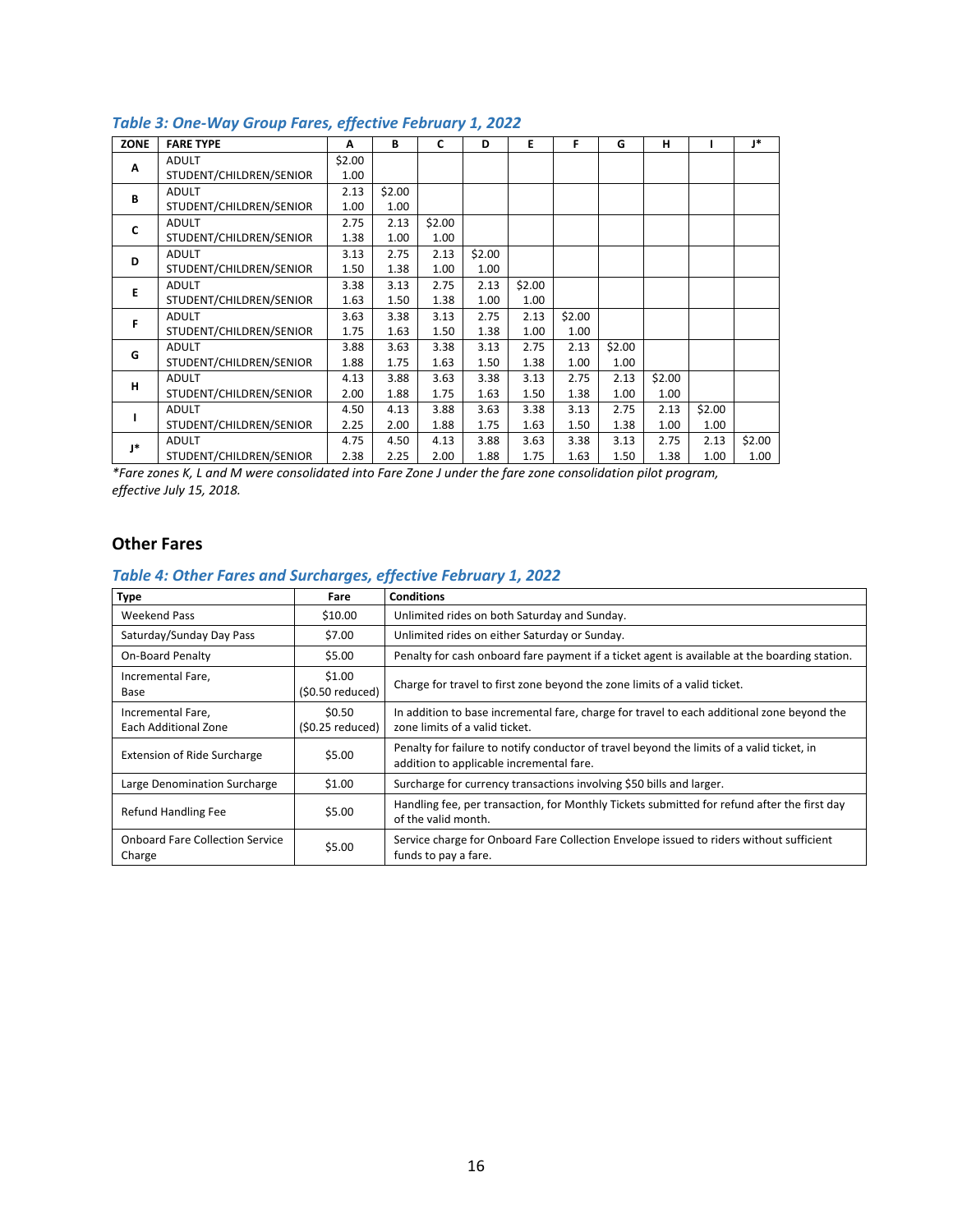### *Table 3: One-Way Group Fares, effective February 1, 2022*

| ZONE | FARE TYPE | A | B | C | D | E | F | G | H | I | J* |
|---|---|---|---|---|---|---|---|---|---|---|---|
| A | ADULT | $2.00 | | | | | | | | | |
| | STUDENT/CHILDREN/SENIOR | 1.00 | | | | | | | | | |
| B | ADULT | 2.13 | $2.00 | | | | | | | | |
| | STUDENT/CHILDREN/SENIOR | 1.00 | 1.00 | | | | | | | | |
| C | ADULT | 2.75 | 2.13 | $2.00 | | | | | | | |
| | STUDENT/CHILDREN/SENIOR | 1.38 | 1.00 | 1.00 | | | | | | | |
| D | ADULT | 3.13 | 2.75 | 2.13 | $2.00 | | | | | | |
| | STUDENT/CHILDREN/SENIOR | 1.50 | 1.38 | 1.00 | 1.00 | | | | | | |
| E | ADULT | 3.38 | 3.13 | 2.75 | 2.13 | $2.00 | | | | | |
| | STUDENT/CHILDREN/SENIOR | 1.63 | 1.50 | 1.38 | 1.00 | 1.00 | | | | | |
| F | ADULT | 3.63 | 3.38 | 3.13 | 2.75 | 2.13 | $2.00 | | | | |
| | STUDENT/CHILDREN/SENIOR | 1.75 | 1.63 | 1.50 | 1.38 | 1.00 | 1.00 | | | | |
| G | ADULT | 3.88 | 3.63 | 3.38 | 3.13 | 2.75 | 2.13 | $2.00 | | | |
| | STUDENT/CHILDREN/SENIOR | 1.88 | 1.75 | 1.63 | 1.50 | 1.38 | 1.00 | 1.00 | | | |
| H | ADULT | 4.13 | 3.88 | 3.63 | 3.38 | 3.13 | 2.75 | 2.13 | $2.00 | | |
| | STUDENT/CHILDREN/SENIOR | 2.00 | 1.88 | 1.75 | 1.63 | 1.50 | 1.38 | 1.00 | 1.00 | | |
| I | ADULT | 4.50 | 4.13 | 3.88 | 3.63 | 3.38 | 3.13 | 2.75 | 2.13 | $2.00 | |
| | STUDENT/CHILDREN/SENIOR | 2.25 | 2.00 | 1.88 | 1.75 | 1.63 | 1.50 | 1.38 | 1.00 | 1.00 | |
| J* | ADULT | 4.75 | 4.50 | 4.13 | 3.88 | 3.63 | 3.38 | 3.13 | 2.75 | 2.13 | $2.00 |
| | STUDENT/CHILDREN/SENIOR | 2.38 | 2.25 | 2.00 | 1.88 | 1.75 | 1.63 | 1.50 | 1.38 | 1.00 | 1.00 |

*\*Fare zones K, L and M were consolidated into Fare Zone J under the fare zone consolidation pilot program, effective July 15, 2018.*

## Other Fares

### *Table 4: Other Fares and Surcharges, effective February 1, 2022*

| Type | Fare | Conditions |
|---|---|---|
| Weekend Pass | $10.00 | Unlimited rides on both Saturday and Sunday. |
| Saturday/Sunday Day Pass | $7.00 | Unlimited rides on either Saturday or Sunday. |
| On-Board Penalty | $5.00 | Penalty for cash onboard fare payment if a ticket agent is available at the boarding station. |
| Incremental Fare, Base | $1.00 ($0.50 reduced) | Charge for travel to first zone beyond the zone limits of a valid ticket. |
| Incremental Fare, Each Additional Zone | $0.50 ($0.25 reduced) | In addition to base incremental fare, charge for travel to each additional zone beyond the zone limits of a valid ticket. |
| Extension of Ride Surcharge | $5.00 | Penalty for failure to notify conductor of travel beyond the limits of a valid ticket, in addition to applicable incremental fare. |
| Large Denomination Surcharge | $1.00 | Surcharge for currency transactions involving $50 bills and larger. |
| Refund Handling Fee | $5.00 | Handling fee, per transaction, for Monthly Tickets submitted for refund after the first day of the valid month. |
| Onboard Fare Collection Service Charge | $5.00 | Service charge for Onboard Fare Collection Envelope issued to riders without sufficient funds to pay a fare. |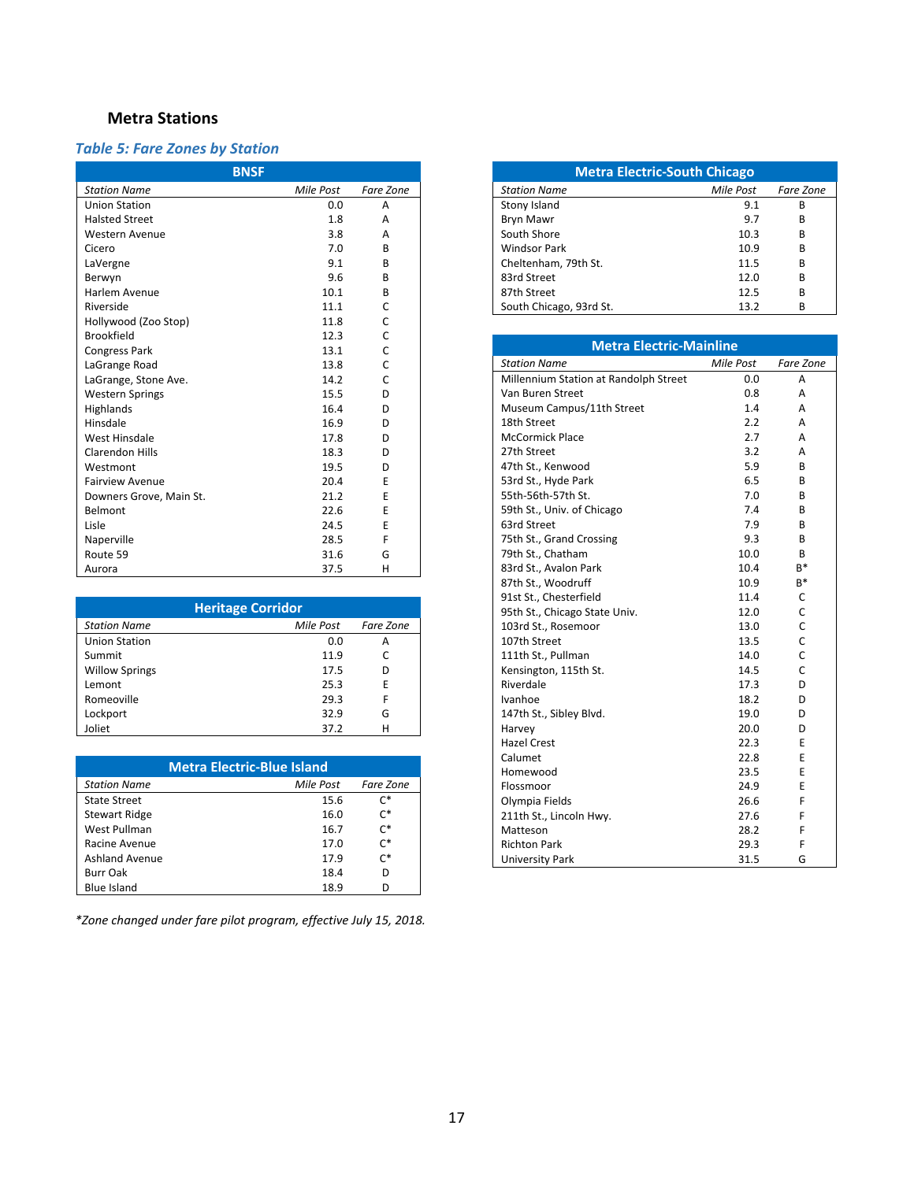## Metra Stations

### *Table 5: Fare Zones by Station*

**BNSF**

| *Station Name* | *Mile Post* | *Fare Zone* |
|---|---|---|
| Union Station | 0.0 | A |
| Halsted Street | 1.8 | A |
| Western Avenue | 3.8 | A |
| Cicero | 7.0 | B |
| LaVergne | 9.1 | B |
| Berwyn | 9.6 | B |
| Harlem Avenue | 10.1 | B |
| Riverside | 11.1 | C |
| Hollywood (Zoo Stop) | 11.8 | C |
| Brookfield | 12.3 | C |
| Congress Park | 13.1 | C |
| LaGrange Road | 13.8 | C |
| LaGrange, Stone Ave. | 14.2 | C |
| Western Springs | 15.5 | D |
| Highlands | 16.4 | D |
| Hinsdale | 16.9 | D |
| West Hinsdale | 17.8 | D |
| Clarendon Hills | 18.3 | D |
| Westmont | 19.5 | D |
| Fairview Avenue | 20.4 | E |
| Downers Grove, Main St. | 21.2 | E |
| Belmont | 22.6 | E |
| Lisle | 24.5 | E |
| Naperville | 28.5 | F |
| Route 59 | 31.6 | G |
| Aurora | 37.5 | H |

**Heritage Corridor**

| *Station Name* | *Mile Post* | *Fare Zone* |
|---|---|---|
| Union Station | 0.0 | A |
| Summit | 11.9 | C |
| Willow Springs | 17.5 | D |
| Lemont | 25.3 | E |
| Romeoville | 29.3 | F |
| Lockport | 32.9 | G |
| Joliet | 37.2 | H |

**Metra Electric-Blue Island**

| *Station Name* | *Mile Post* | *Fare Zone* |
|---|---|---|
| State Street | 15.6 | C* |
| Stewart Ridge | 16.0 | C* |
| West Pullman | 16.7 | C* |
| Racine Avenue | 17.0 | C* |
| Ashland Avenue | 17.9 | C* |
| Burr Oak | 18.4 | D |
| Blue Island | 18.9 | D |

*\*Zone changed under fare pilot program, effective July 15, 2018.*

**Metra Electric-South Chicago**

| *Station Name* | *Mile Post* | *Fare Zone* |
|---|---|---|
| Stony Island | 9.1 | B |
| Bryn Mawr | 9.7 | B |
| South Shore | 10.3 | B |
| Windsor Park | 10.9 | B |
| Cheltenham, 79th St. | 11.5 | B |
| 83rd Street | 12.0 | B |
| 87th Street | 12.5 | B |
| South Chicago, 93rd St. | 13.2 | B |

**Metra Electric-Mainline**

| *Station Name* | *Mile Post* | *Fare Zone* |
|---|---|---|
| Millennium Station at Randolph Street | 0.0 | A |
| Van Buren Street | 0.8 | A |
| Museum Campus/11th Street | 1.4 | A |
| 18th Street | 2.2 | A |
| McCormick Place | 2.7 | A |
| 27th Street | 3.2 | A |
| 47th St., Kenwood | 5.9 | B |
| 53rd St., Hyde Park | 6.5 | B |
| 55th-56th-57th St. | 7.0 | B |
| 59th St., Univ. of Chicago | 7.4 | B |
| 63rd Street | 7.9 | B |
| 75th St., Grand Crossing | 9.3 | B |
| 79th St., Chatham | 10.0 | B |
| 83rd St., Avalon Park | 10.4 | B* |
| 87th St., Woodruff | 10.9 | B* |
| 91st St., Chesterfield | 11.4 | C |
| 95th St., Chicago State Univ. | 12.0 | C |
| 103rd St., Rosemoor | 13.0 | C |
| 107th Street | 13.5 | C |
| 111th St., Pullman | 14.0 | C |
| Kensington, 115th St. | 14.5 | C |
| Riverdale | 17.3 | D |
| Ivanhoe | 18.2 | D |
| 147th St., Sibley Blvd. | 19.0 | D |
| Harvey | 20.0 | D |
| Hazel Crest | 22.3 | E |
| Calumet | 22.8 | E |
| Homewood | 23.5 | E |
| Flossmoor | 24.9 | E |
| Olympia Fields | 26.6 | F |
| 211th St., Lincoln Hwy. | 27.6 | F |
| Matteson | 28.2 | F |
| Richton Park | 29.3 | F |
| University Park | 31.5 | G |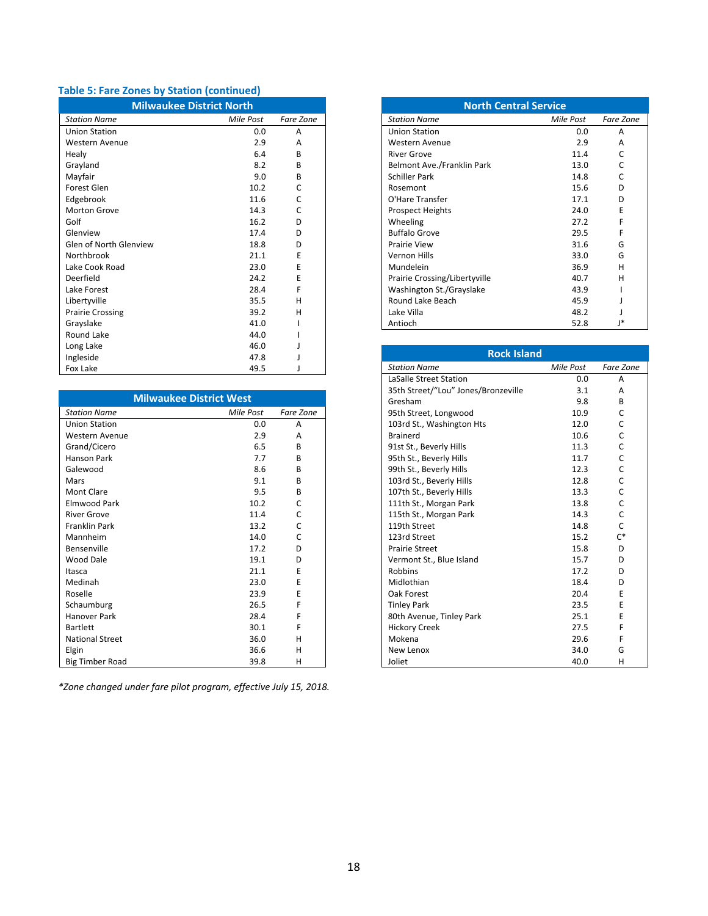### Table 5: Fare Zones by Station (continued)

**Milwaukee District North**

| Station Name | Mile Post | Fare Zone |
|---|---|---|
| Union Station | 0.0 | A |
| Western Avenue | 2.9 | A |
| Healy | 6.4 | B |
| Grayland | 8.2 | B |
| Mayfair | 9.0 | B |
| Forest Glen | 10.2 | C |
| Edgebrook | 11.6 | C |
| Morton Grove | 14.3 | C |
| Golf | 16.2 | D |
| Glenview | 17.4 | D |
| Glen of North Glenview | 18.8 | D |
| Northbrook | 21.1 | E |
| Lake Cook Road | 23.0 | E |
| Deerfield | 24.2 | E |
| Lake Forest | 28.4 | F |
| Libertyville | 35.5 | H |
| Prairie Crossing | 39.2 | H |
| Grayslake | 41.0 | I |
| Round Lake | 44.0 | I |
| Long Lake | 46.0 | J |
| Ingleside | 47.8 | J |
| Fox Lake | 49.5 | J |

**Milwaukee District West**

| Station Name | Mile Post | Fare Zone |
|---|---|---|
| Union Station | 0.0 | A |
| Western Avenue | 2.9 | A |
| Grand/Cicero | 6.5 | B |
| Hanson Park | 7.7 | B |
| Galewood | 8.6 | B |
| Mars | 9.1 | B |
| Mont Clare | 9.5 | B |
| Elmwood Park | 10.2 | C |
| River Grove | 11.4 | C |
| Franklin Park | 13.2 | C |
| Mannheim | 14.0 | C |
| Bensenville | 17.2 | D |
| Wood Dale | 19.1 | D |
| Itasca | 21.1 | E |
| Medinah | 23.0 | E |
| Roselle | 23.9 | E |
| Schaumburg | 26.5 | F |
| Hanover Park | 28.4 | F |
| Bartlett | 30.1 | F |
| National Street | 36.0 | H |
| Elgin | 36.6 | H |
| Big Timber Road | 39.8 | H |

**North Central Service**

| Station Name | Mile Post | Fare Zone |
|---|---|---|
| Union Station | 0.0 | A |
| Western Avenue | 2.9 | A |
| River Grove | 11.4 | C |
| Belmont Ave./Franklin Park | 13.0 | C |
| Schiller Park | 14.8 | C |
| Rosemont | 15.6 | D |
| O'Hare Transfer | 17.1 | D |
| Prospect Heights | 24.0 | E |
| Wheeling | 27.2 | F |
| Buffalo Grove | 29.5 | F |
| Prairie View | 31.6 | G |
| Vernon Hills | 33.0 | G |
| Mundelein | 36.9 | H |
| Prairie Crossing/Libertyville | 40.7 | H |
| Washington St./Grayslake | 43.9 | I |
| Round Lake Beach | 45.9 | J |
| Lake Villa | 48.2 | J |
| Antioch | 52.8 | J* |

**Rock Island**

| Station Name | Mile Post | Fare Zone |
|---|---|---|
| LaSalle Street Station | 0.0 | A |
| 35th Street/"Lou" Jones/Bronzeville | 3.1 | A |
| Gresham | 9.8 | B |
| 95th Street, Longwood | 10.9 | C |
| 103rd St., Washington Hts | 12.0 | C |
| Brainerd | 10.6 | C |
| 91st St., Beverly Hills | 11.3 | C |
| 95th St., Beverly Hills | 11.7 | C |
| 99th St., Beverly Hills | 12.3 | C |
| 103rd St., Beverly Hills | 12.8 | C |
| 107th St., Beverly Hills | 13.3 | C |
| 111th St., Morgan Park | 13.8 | C |
| 115th St., Morgan Park | 14.3 | C |
| 119th Street | 14.8 | C |
| 123rd Street | 15.2 | C* |
| Prairie Street | 15.8 | D |
| Vermont St., Blue Island | 15.7 | D |
| Robbins | 17.2 | D |
| Midlothian | 18.4 | D |
| Oak Forest | 20.4 | E |
| Tinley Park | 23.5 | E |
| 80th Avenue, Tinley Park | 25.1 | E |
| Hickory Creek | 27.5 | F |
| Mokena | 29.6 | F |
| New Lenox | 34.0 | G |
| Joliet | 40.0 | H |

*\*Zone changed under fare pilot program, effective July 15, 2018.*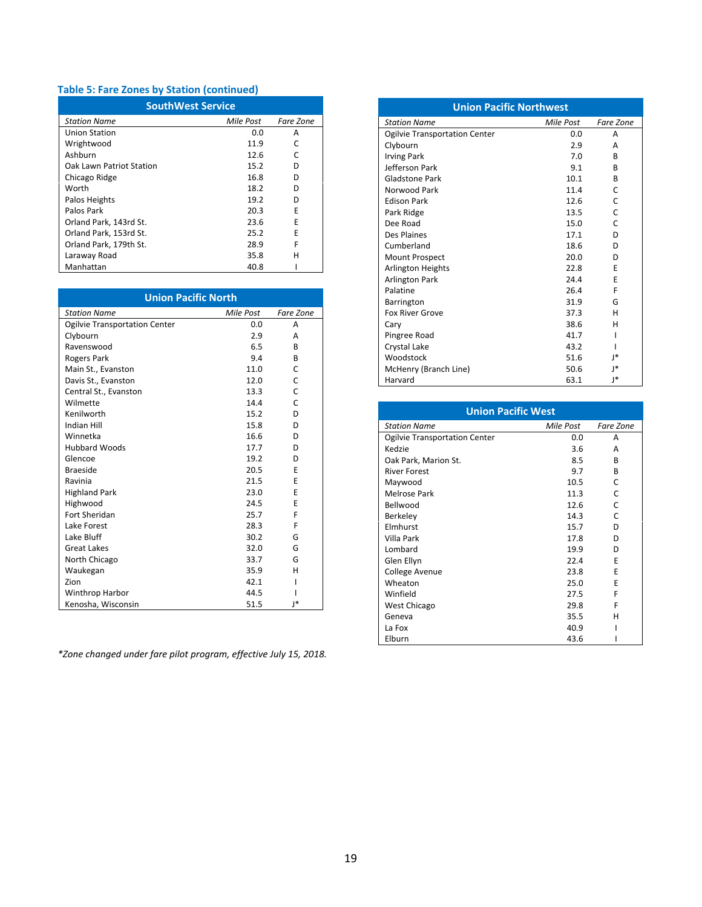### Table 5: Fare Zones by Station (continued)

| SouthWest Service | | |
|---|---|---|
| *Station Name* | *Mile Post* | *Fare Zone* |
| Union Station | 0.0 | A |
| Wrightwood | 11.9 | C |
| Ashburn | 12.6 | C |
| Oak Lawn Patriot Station | 15.2 | D |
| Chicago Ridge | 16.8 | D |
| Worth | 18.2 | D |
| Palos Heights | 19.2 | D |
| Palos Park | 20.3 | E |
| Orland Park, 143rd St. | 23.6 | E |
| Orland Park, 153rd St. | 25.2 | E |
| Orland Park, 179th St. | 28.9 | F |
| Laraway Road | 35.8 | H |
| Manhattan | 40.8 | I |

| Union Pacific North | | |
|---|---|---|
| *Station Name* | *Mile Post* | *Fare Zone* |
| Ogilvie Transportation Center | 0.0 | A |
| Clybourn | 2.9 | A |
| Ravenswood | 6.5 | B |
| Rogers Park | 9.4 | B |
| Main St., Evanston | 11.0 | C |
| Davis St., Evanston | 12.0 | C |
| Central St., Evanston | 13.3 | C |
| Wilmette | 14.4 | C |
| Kenilworth | 15.2 | D |
| Indian Hill | 15.8 | D |
| Winnetka | 16.6 | D |
| Hubbard Woods | 17.7 | D |
| Glencoe | 19.2 | D |
| Braeside | 20.5 | E |
| Ravinia | 21.5 | E |
| Highland Park | 23.0 | E |
| Highwood | 24.5 | E |
| Fort Sheridan | 25.7 | F |
| Lake Forest | 28.3 | F |
| Lake Bluff | 30.2 | G |
| Great Lakes | 32.0 | G |
| North Chicago | 33.7 | G |
| Waukegan | 35.9 | H |
| Zion | 42.1 | I |
| Winthrop Harbor | 44.5 | I |
| Kenosha, Wisconsin | 51.5 | J* |

| Union Pacific Northwest | | |
|---|---|---|
| *Station Name* | *Mile Post* | *Fare Zone* |
| Ogilvie Transportation Center | 0.0 | A |
| Clybourn | 2.9 | A |
| Irving Park | 7.0 | B |
| Jefferson Park | 9.1 | B |
| Gladstone Park | 10.1 | B |
| Norwood Park | 11.4 | C |
| Edison Park | 12.6 | C |
| Park Ridge | 13.5 | C |
| Dee Road | 15.0 | C |
| Des Plaines | 17.1 | D |
| Cumberland | 18.6 | D |
| Mount Prospect | 20.0 | D |
| Arlington Heights | 22.8 | E |
| Arlington Park | 24.4 | E |
| Palatine | 26.4 | F |
| Barrington | 31.9 | G |
| Fox River Grove | 37.3 | H |
| Cary | 38.6 | H |
| Pingree Road | 41.7 | I |
| Crystal Lake | 43.2 | I |
| Woodstock | 51.6 | J* |
| McHenry (Branch Line) | 50.6 | J* |
| Harvard | 63.1 | J* |

| Union Pacific West | | |
|---|---|---|
| *Station Name* | *Mile Post* | *Fare Zone* |
| Ogilvie Transportation Center | 0.0 | A |
| Kedzie | 3.6 | A |
| Oak Park, Marion St. | 8.5 | B |
| River Forest | 9.7 | B |
| Maywood | 10.5 | C |
| Melrose Park | 11.3 | C |
| Bellwood | 12.6 | C |
| Berkeley | 14.3 | C |
| Elmhurst | 15.7 | D |
| Villa Park | 17.8 | D |
| Lombard | 19.9 | D |
| Glen Ellyn | 22.4 | E |
| College Avenue | 23.8 | E |
| Wheaton | 25.0 | E |
| Winfield | 27.5 | F |
| West Chicago | 29.8 | F |
| Geneva | 35.5 | H |
| La Fox | 40.9 | I |
| Elburn | 43.6 | I |

*\*Zone changed under fare pilot program, effective July 15, 2018.*